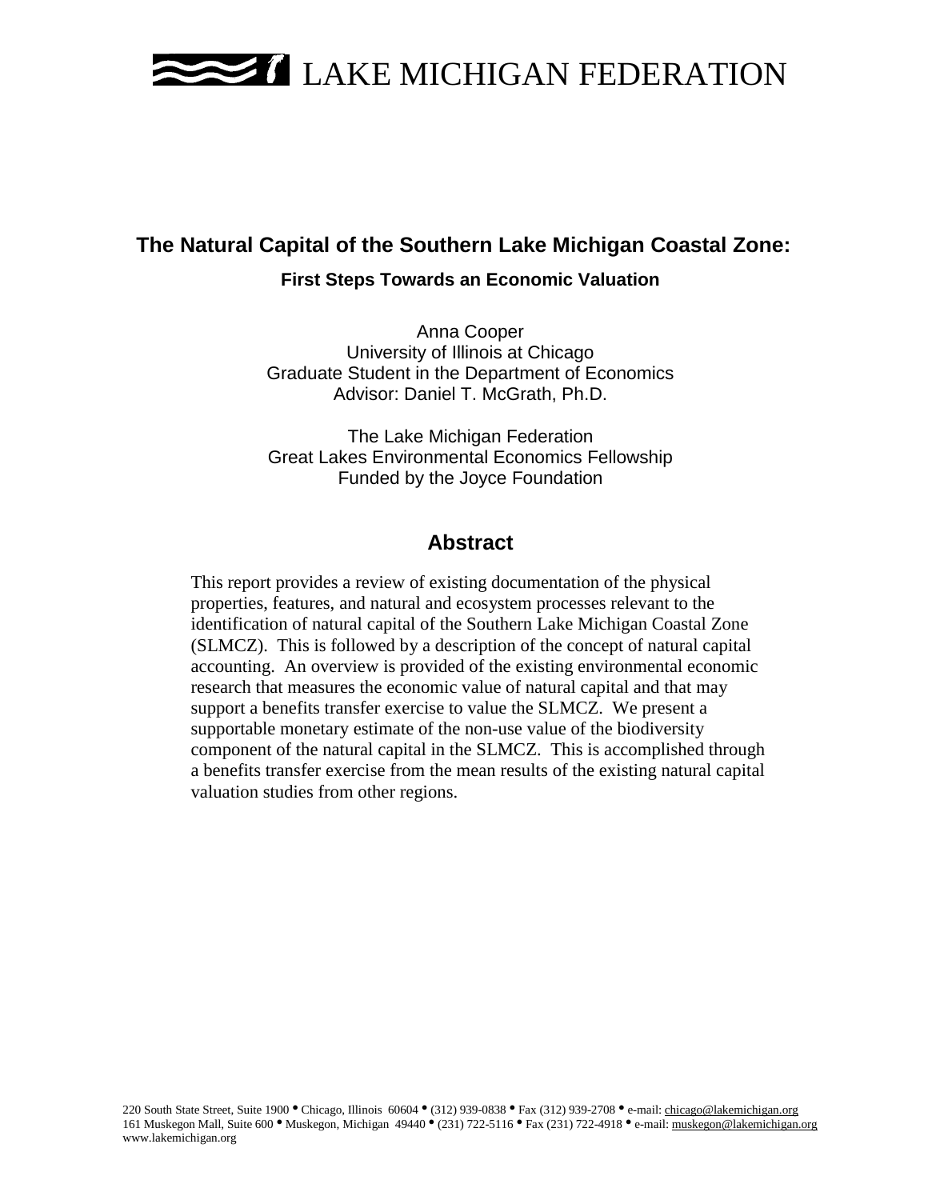# LAKE MICHIGAN FEDERATION

## The Natural Capital of the Southern Lake Michigan Coastal Zone:

### First Steps Towards an Economic Valuation

Anna Cooper
University of Illinois at Chicago
Graduate Student in the Department of Economics
Advisor: Daniel T. McGrath, Ph.D.

The Lake Michigan Federation
Great Lakes Environmental Economics Fellowship
Funded by the Joyce Foundation

## Abstract

This report provides a review of existing documentation of the physical properties, features, and natural and ecosystem processes relevant to the identification of natural capital of the Southern Lake Michigan Coastal Zone (SLMCZ). This is followed by a description of the concept of natural capital accounting. An overview is provided of the existing environmental economic research that measures the economic value of natural capital and that may support a benefits transfer exercise to value the SLMCZ. We present a supportable monetary estimate of the non-use value of the biodiversity component of the natural capital in the SLMCZ. This is accomplished through a benefits transfer exercise from the mean results of the existing natural capital valuation studies from other regions.

220 South State Street, Suite 1900 • Chicago, Illinois 60604 • (312) 939-0838 • Fax (312) 939-2708 • e-mail: chicago@lakemichigan.org
161 Muskegon Mall, Suite 600 • Muskegon, Michigan 49440 • (231) 722-5116 • Fax (231) 722-4918 • e-mail: muskegon@lakemichigan.org
www.lakemichigan.org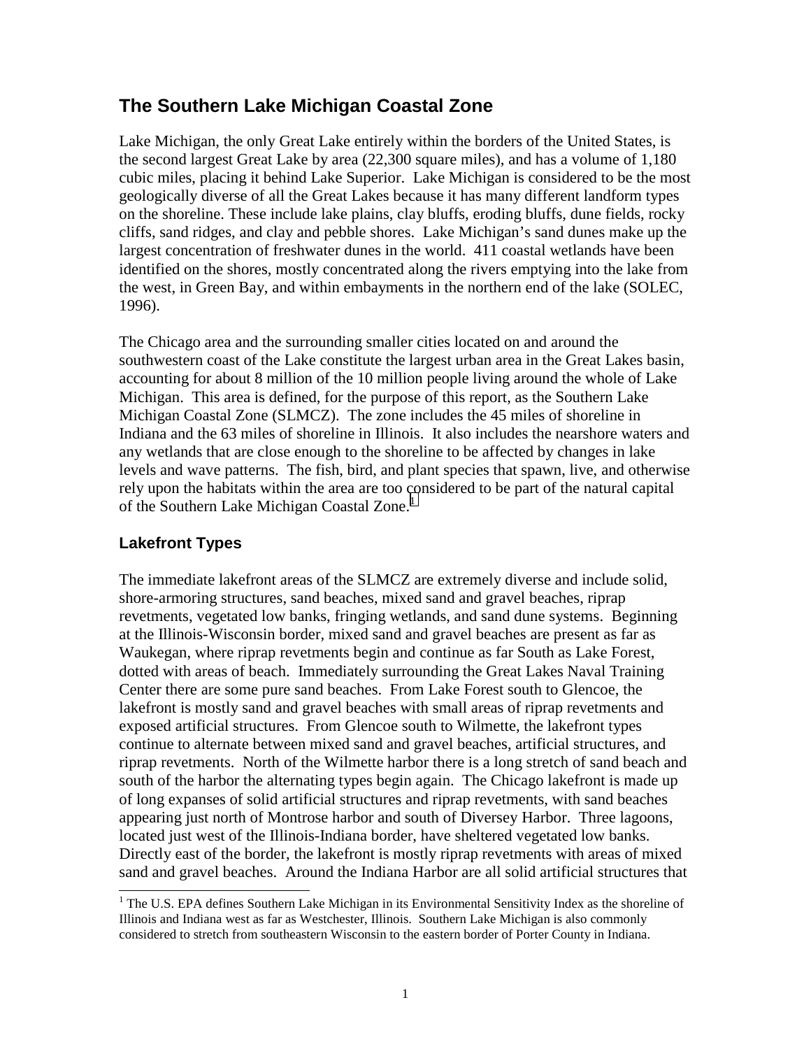## The Southern Lake Michigan Coastal Zone

Lake Michigan, the only Great Lake entirely within the borders of the United States, is the second largest Great Lake by area (22,300 square miles), and has a volume of 1,180 cubic miles, placing it behind Lake Superior. Lake Michigan is considered to be the most geologically diverse of all the Great Lakes because it has many different landform types on the shoreline. These include lake plains, clay bluffs, eroding bluffs, dune fields, rocky cliffs, sand ridges, and clay and pebble shores. Lake Michigan's sand dunes make up the largest concentration of freshwater dunes in the world. 411 coastal wetlands have been identified on the shores, mostly concentrated along the rivers emptying into the lake from the west, in Green Bay, and within embayments in the northern end of the lake (SOLEC, 1996).

The Chicago area and the surrounding smaller cities located on and around the southwestern coast of the Lake constitute the largest urban area in the Great Lakes basin, accounting for about 8 million of the 10 million people living around the whole of Lake Michigan. This area is defined, for the purpose of this report, as the Southern Lake Michigan Coastal Zone (SLMCZ). The zone includes the 45 miles of shoreline in Indiana and the 63 miles of shoreline in Illinois. It also includes the nearshore waters and any wetlands that are close enough to the shoreline to be affected by changes in lake levels and wave patterns. The fish, bird, and plant species that spawn, live, and otherwise rely upon the habitats within the area are too considered to be part of the natural capital of the Southern Lake Michigan Coastal Zone.[1]

### Lakefront Types

The immediate lakefront areas of the SLMCZ are extremely diverse and include solid, shore-armoring structures, sand beaches, mixed sand and gravel beaches, riprap revetments, vegetated low banks, fringing wetlands, and sand dune systems. Beginning at the Illinois-Wisconsin border, mixed sand and gravel beaches are present as far as Waukegan, where riprap revetments begin and continue as far South as Lake Forest, dotted with areas of beach. Immediately surrounding the Great Lakes Naval Training Center there are some pure sand beaches. From Lake Forest south to Glencoe, the lakefront is mostly sand and gravel beaches with small areas of riprap revetments and exposed artificial structures. From Glencoe south to Wilmette, the lakefront types continue to alternate between mixed sand and gravel beaches, artificial structures, and riprap revetments. North of the Wilmette harbor there is a long stretch of sand beach and south of the harbor the alternating types begin again. The Chicago lakefront is made up of long expanses of solid artificial structures and riprap revetments, with sand beaches appearing just north of Montrose harbor and south of Diversey Harbor. Three lagoons, located just west of the Illinois-Indiana border, have sheltered vegetated low banks. Directly east of the border, the lakefront is mostly riprap revetments with areas of mixed sand and gravel beaches. Around the Indiana Harbor are all solid artificial structures that

[1] The U.S. EPA defines Southern Lake Michigan in its Environmental Sensitivity Index as the shoreline of Illinois and Indiana west as far as Westchester, Illinois. Southern Lake Michigan is also commonly considered to stretch from southeastern Wisconsin to the eastern border of Porter County in Indiana.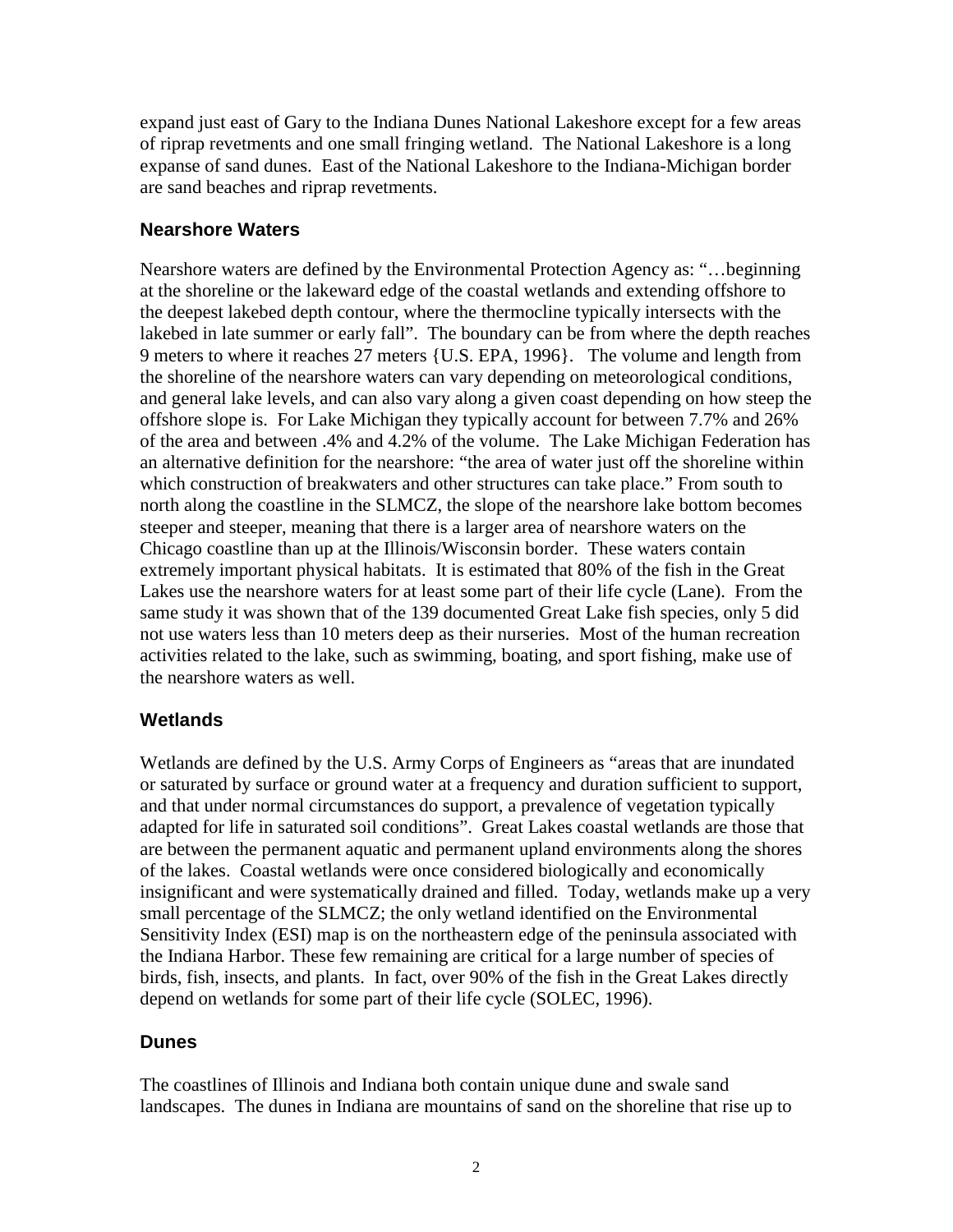expand just east of Gary to the Indiana Dunes National Lakeshore except for a few areas of riprap revetments and one small fringing wetland. The National Lakeshore is a long expanse of sand dunes. East of the National Lakeshore to the Indiana-Michigan border are sand beaches and riprap revetments.

### Nearshore Waters

Nearshore waters are defined by the Environmental Protection Agency as: "…beginning at the shoreline or the lakeward edge of the coastal wetlands and extending offshore to the deepest lakebed depth contour, where the thermocline typically intersects with the lakebed in late summer or early fall". The boundary can be from where the depth reaches 9 meters to where it reaches 27 meters {U.S. EPA, 1996}. The volume and length from the shoreline of the nearshore waters can vary depending on meteorological conditions, and general lake levels, and can also vary along a given coast depending on how steep the offshore slope is. For Lake Michigan they typically account for between 7.7% and 26% of the area and between .4% and 4.2% of the volume. The Lake Michigan Federation has an alternative definition for the nearshore: "the area of water just off the shoreline within which construction of breakwaters and other structures can take place." From south to north along the coastline in the SLMCZ, the slope of the nearshore lake bottom becomes steeper and steeper, meaning that there is a larger area of nearshore waters on the Chicago coastline than up at the Illinois/Wisconsin border. These waters contain extremely important physical habitats. It is estimated that 80% of the fish in the Great Lakes use the nearshore waters for at least some part of their life cycle (Lane). From the same study it was shown that of the 139 documented Great Lake fish species, only 5 did not use waters less than 10 meters deep as their nurseries. Most of the human recreation activities related to the lake, such as swimming, boating, and sport fishing, make use of the nearshore waters as well.

### Wetlands

Wetlands are defined by the U.S. Army Corps of Engineers as "areas that are inundated or saturated by surface or ground water at a frequency and duration sufficient to support, and that under normal circumstances do support, a prevalence of vegetation typically adapted for life in saturated soil conditions". Great Lakes coastal wetlands are those that are between the permanent aquatic and permanent upland environments along the shores of the lakes. Coastal wetlands were once considered biologically and economically insignificant and were systematically drained and filled. Today, wetlands make up a very small percentage of the SLMCZ; the only wetland identified on the Environmental Sensitivity Index (ESI) map is on the northeastern edge of the peninsula associated with the Indiana Harbor. These few remaining are critical for a large number of species of birds, fish, insects, and plants. In fact, over 90% of the fish in the Great Lakes directly depend on wetlands for some part of their life cycle (SOLEC, 1996).

### Dunes

The coastlines of Illinois and Indiana both contain unique dune and swale sand landscapes. The dunes in Indiana are mountains of sand on the shoreline that rise up to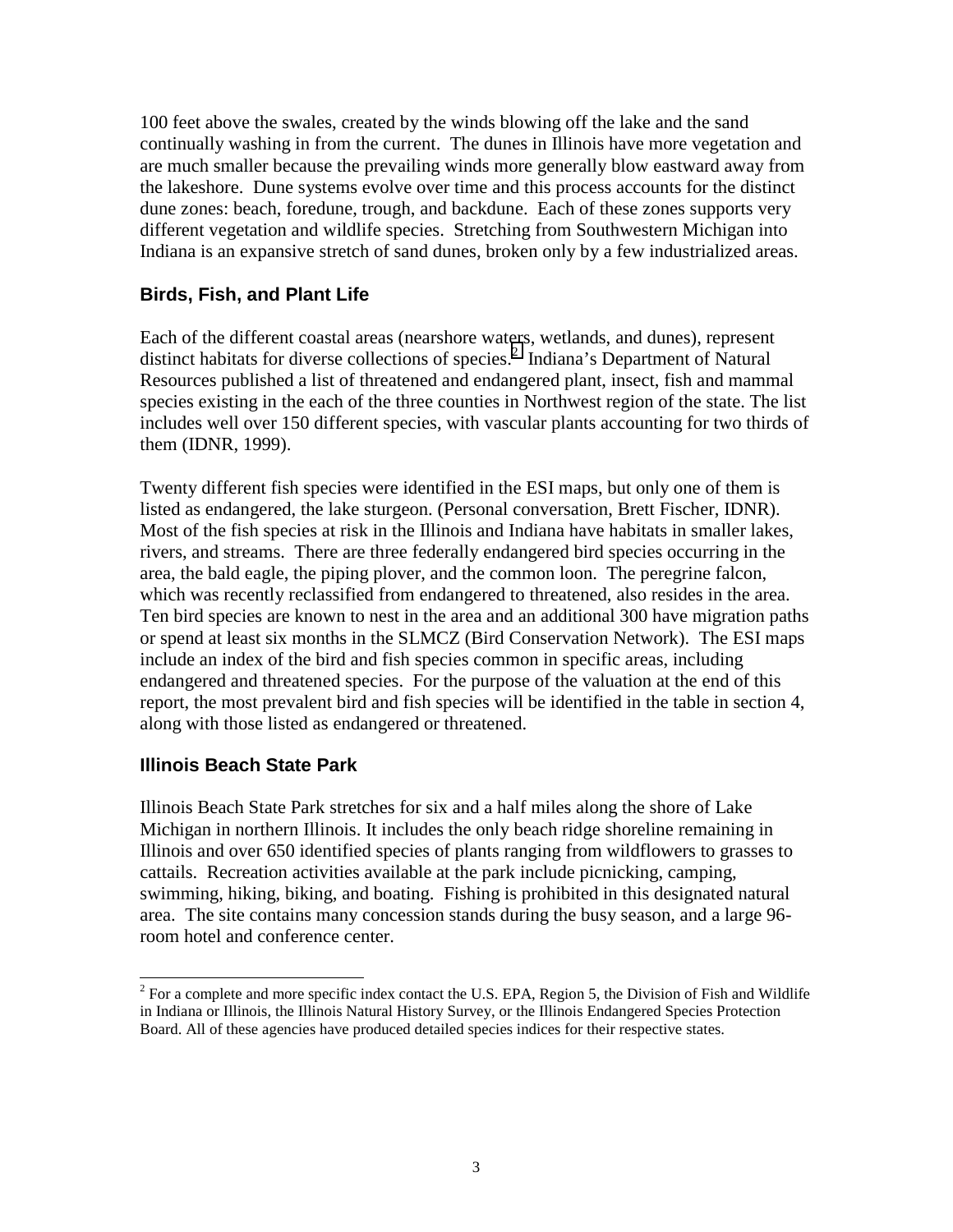100 feet above the swales, created by the winds blowing off the lake and the sand continually washing in from the current. The dunes in Illinois have more vegetation and are much smaller because the prevailing winds more generally blow eastward away from the lakeshore. Dune systems evolve over time and this process accounts for the distinct dune zones: beach, foredune, trough, and backdune. Each of these zones supports very different vegetation and wildlife species. Stretching from Southwestern Michigan into Indiana is an expansive stretch of sand dunes, broken only by a few industrialized areas.

### Birds, Fish, and Plant Life

Each of the different coastal areas (nearshore waters, wetlands, and dunes), represent distinct habitats for diverse collections of species.[2] Indiana's Department of Natural Resources published a list of threatened and endangered plant, insect, fish and mammal species existing in the each of the three counties in Northwest region of the state. The list includes well over 150 different species, with vascular plants accounting for two thirds of them (IDNR, 1999).

Twenty different fish species were identified in the ESI maps, but only one of them is listed as endangered, the lake sturgeon. (Personal conversation, Brett Fischer, IDNR). Most of the fish species at risk in the Illinois and Indiana have habitats in smaller lakes, rivers, and streams. There are three federally endangered bird species occurring in the area, the bald eagle, the piping plover, and the common loon. The peregrine falcon, which was recently reclassified from endangered to threatened, also resides in the area. Ten bird species are known to nest in the area and an additional 300 have migration paths or spend at least six months in the SLMCZ (Bird Conservation Network). The ESI maps include an index of the bird and fish species common in specific areas, including endangered and threatened species. For the purpose of the valuation at the end of this report, the most prevalent bird and fish species will be identified in the table in section 4, along with those listed as endangered or threatened.

### Illinois Beach State Park

Illinois Beach State Park stretches for six and a half miles along the shore of Lake Michigan in northern Illinois. It includes the only beach ridge shoreline remaining in Illinois and over 650 identified species of plants ranging from wildflowers to grasses to cattails. Recreation activities available at the park include picnicking, camping, swimming, hiking, biking, and boating. Fishing is prohibited in this designated natural area. The site contains many concession stands during the busy season, and a large 96-room hotel and conference center.

[2] For a complete and more specific index contact the U.S. EPA, Region 5, the Division of Fish and Wildlife in Indiana or Illinois, the Illinois Natural History Survey, or the Illinois Endangered Species Protection Board. All of these agencies have produced detailed species indices for their respective states.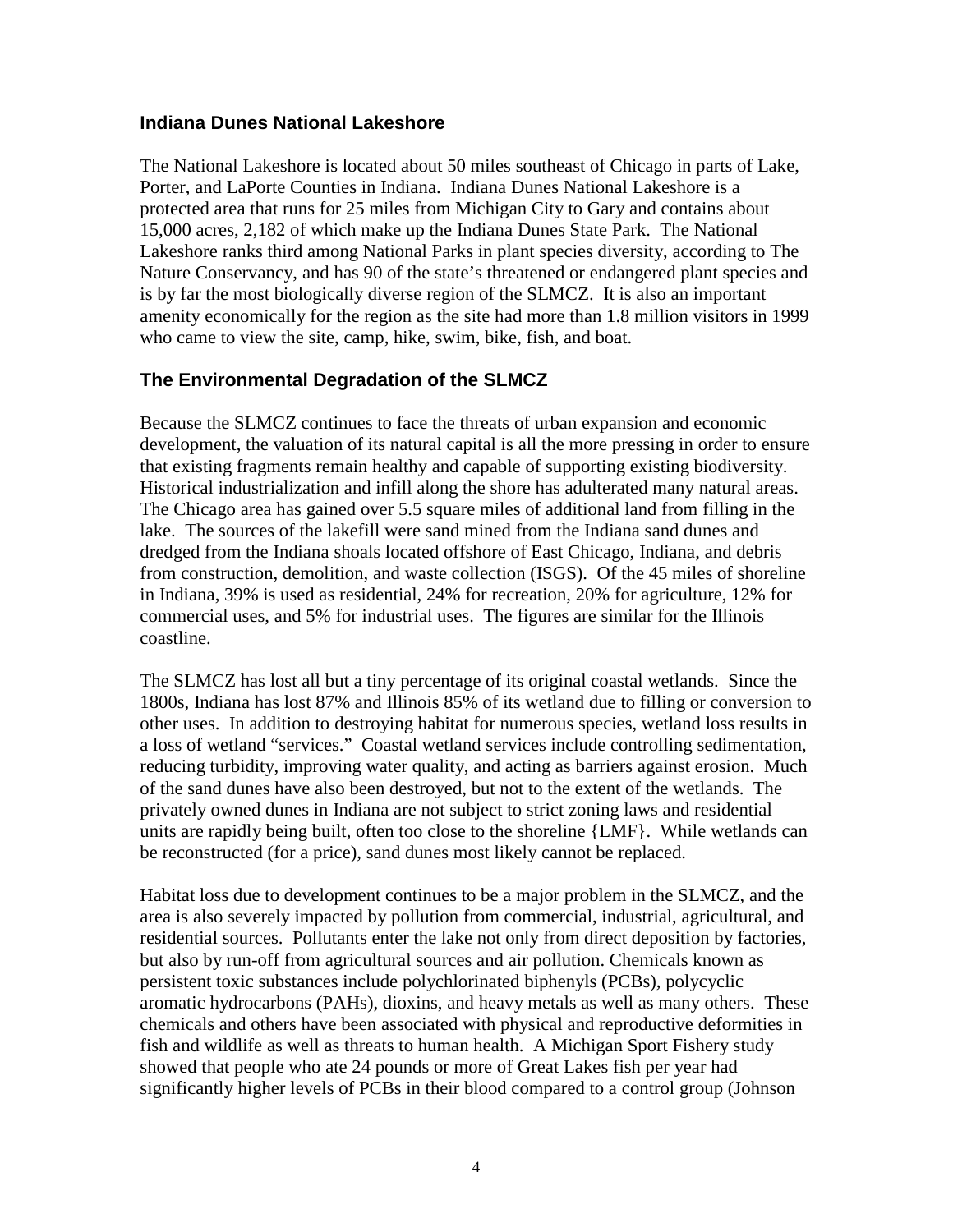## Indiana Dunes National Lakeshore

The National Lakeshore is located about 50 miles southeast of Chicago in parts of Lake, Porter, and LaPorte Counties in Indiana. Indiana Dunes National Lakeshore is a protected area that runs for 25 miles from Michigan City to Gary and contains about 15,000 acres, 2,182 of which make up the Indiana Dunes State Park. The National Lakeshore ranks third among National Parks in plant species diversity, according to The Nature Conservancy, and has 90 of the state's threatened or endangered plant species and is by far the most biologically diverse region of the SLMCZ. It is also an important amenity economically for the region as the site had more than 1.8 million visitors in 1999 who came to view the site, camp, hike, swim, bike, fish, and boat.

## The Environmental Degradation of the SLMCZ

Because the SLMCZ continues to face the threats of urban expansion and economic development, the valuation of its natural capital is all the more pressing in order to ensure that existing fragments remain healthy and capable of supporting existing biodiversity. Historical industrialization and infill along the shore has adulterated many natural areas. The Chicago area has gained over 5.5 square miles of additional land from filling in the lake. The sources of the lakefill were sand mined from the Indiana sand dunes and dredged from the Indiana shoals located offshore of East Chicago, Indiana, and debris from construction, demolition, and waste collection (ISGS). Of the 45 miles of shoreline in Indiana, 39% is used as residential, 24% for recreation, 20% for agriculture, 12% for commercial uses, and 5% for industrial uses. The figures are similar for the Illinois coastline.

The SLMCZ has lost all but a tiny percentage of its original coastal wetlands. Since the 1800s, Indiana has lost 87% and Illinois 85% of its wetland due to filling or conversion to other uses. In addition to destroying habitat for numerous species, wetland loss results in a loss of wetland "services." Coastal wetland services include controlling sedimentation, reducing turbidity, improving water quality, and acting as barriers against erosion. Much of the sand dunes have also been destroyed, but not to the extent of the wetlands. The privately owned dunes in Indiana are not subject to strict zoning laws and residential units are rapidly being built, often too close to the shoreline {LMF}. While wetlands can be reconstructed (for a price), sand dunes most likely cannot be replaced.

Habitat loss due to development continues to be a major problem in the SLMCZ, and the area is also severely impacted by pollution from commercial, industrial, agricultural, and residential sources. Pollutants enter the lake not only from direct deposition by factories, but also by run-off from agricultural sources and air pollution. Chemicals known as persistent toxic substances include polychlorinated biphenyls (PCBs), polycyclic aromatic hydrocarbons (PAHs), dioxins, and heavy metals as well as many others. These chemicals and others have been associated with physical and reproductive deformities in fish and wildlife as well as threats to human health. A Michigan Sport Fishery study showed that people who ate 24 pounds or more of Great Lakes fish per year had significantly higher levels of PCBs in their blood compared to a control group (Johnson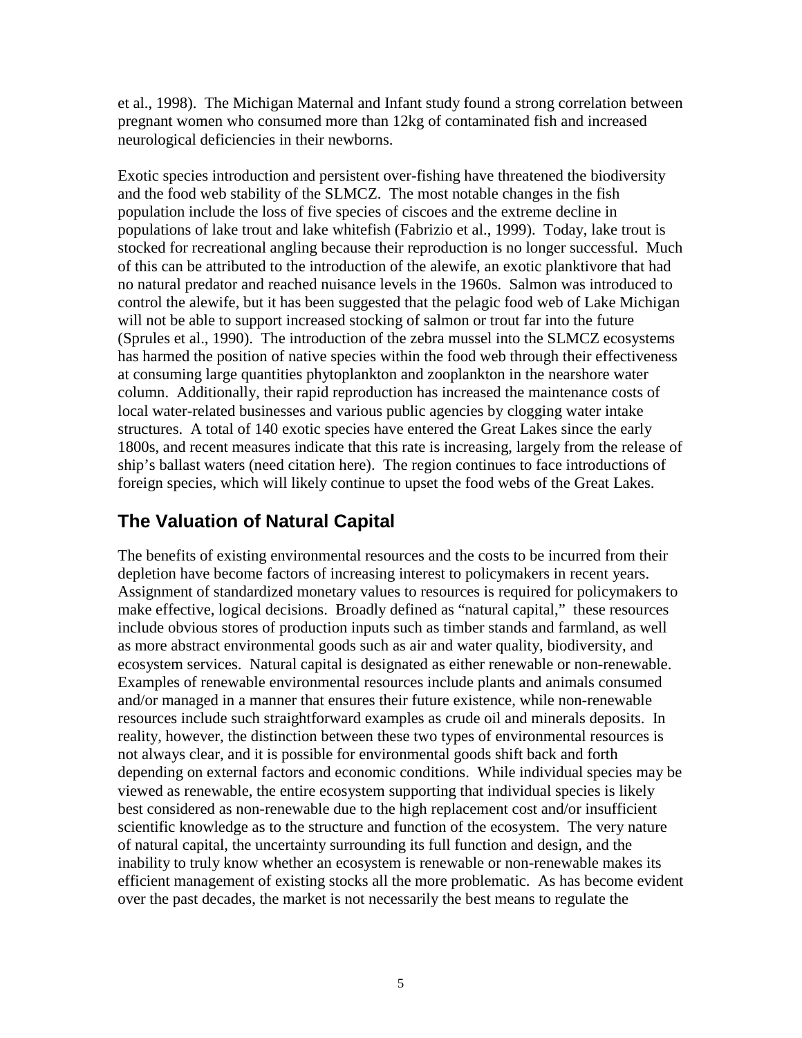et al., 1998). The Michigan Maternal and Infant study found a strong correlation between pregnant women who consumed more than 12kg of contaminated fish and increased neurological deficiencies in their newborns.

Exotic species introduction and persistent over-fishing have threatened the biodiversity and the food web stability of the SLMCZ. The most notable changes in the fish population include the loss of five species of ciscoes and the extreme decline in populations of lake trout and lake whitefish (Fabrizio et al., 1999). Today, lake trout is stocked for recreational angling because their reproduction is no longer successful. Much of this can be attributed to the introduction of the alewife, an exotic planktivore that had no natural predator and reached nuisance levels in the 1960s. Salmon was introduced to control the alewife, but it has been suggested that the pelagic food web of Lake Michigan will not be able to support increased stocking of salmon or trout far into the future (Sprules et al., 1990). The introduction of the zebra mussel into the SLMCZ ecosystems has harmed the position of native species within the food web through their effectiveness at consuming large quantities phytoplankton and zooplankton in the nearshore water column. Additionally, their rapid reproduction has increased the maintenance costs of local water-related businesses and various public agencies by clogging water intake structures. A total of 140 exotic species have entered the Great Lakes since the early 1800s, and recent measures indicate that this rate is increasing, largely from the release of ship's ballast waters (need citation here). The region continues to face introductions of foreign species, which will likely continue to upset the food webs of the Great Lakes.

## The Valuation of Natural Capital

The benefits of existing environmental resources and the costs to be incurred from their depletion have become factors of increasing interest to policymakers in recent years. Assignment of standardized monetary values to resources is required for policymakers to make effective, logical decisions. Broadly defined as "natural capital," these resources include obvious stores of production inputs such as timber stands and farmland, as well as more abstract environmental goods such as air and water quality, biodiversity, and ecosystem services. Natural capital is designated as either renewable or non-renewable. Examples of renewable environmental resources include plants and animals consumed and/or managed in a manner that ensures their future existence, while non-renewable resources include such straightforward examples as crude oil and minerals deposits. In reality, however, the distinction between these two types of environmental resources is not always clear, and it is possible for environmental goods shift back and forth depending on external factors and economic conditions. While individual species may be viewed as renewable, the entire ecosystem supporting that individual species is likely best considered as non-renewable due to the high replacement cost and/or insufficient scientific knowledge as to the structure and function of the ecosystem. The very nature of natural capital, the uncertainty surrounding its full function and design, and the inability to truly know whether an ecosystem is renewable or non-renewable makes its efficient management of existing stocks all the more problematic. As has become evident over the past decades, the market is not necessarily the best means to regulate the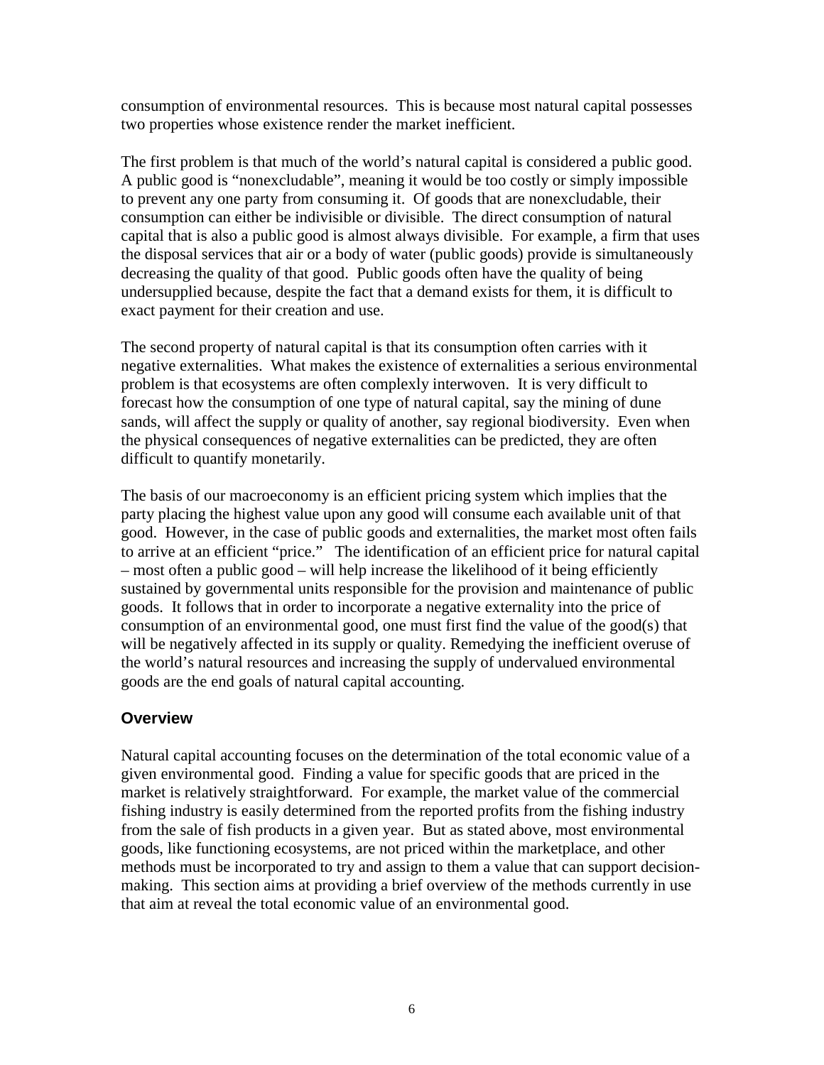consumption of environmental resources. This is because most natural capital possesses two properties whose existence render the market inefficient.

The first problem is that much of the world's natural capital is considered a public good. A public good is "nonexcludable", meaning it would be too costly or simply impossible to prevent any one party from consuming it. Of goods that are nonexcludable, their consumption can either be indivisible or divisible. The direct consumption of natural capital that is also a public good is almost always divisible. For example, a firm that uses the disposal services that air or a body of water (public goods) provide is simultaneously decreasing the quality of that good. Public goods often have the quality of being undersupplied because, despite the fact that a demand exists for them, it is difficult to exact payment for their creation and use.

The second property of natural capital is that its consumption often carries with it negative externalities. What makes the existence of externalities a serious environmental problem is that ecosystems are often complexly interwoven. It is very difficult to forecast how the consumption of one type of natural capital, say the mining of dune sands, will affect the supply or quality of another, say regional biodiversity. Even when the physical consequences of negative externalities can be predicted, they are often difficult to quantify monetarily.

The basis of our macroeconomy is an efficient pricing system which implies that the party placing the highest value upon any good will consume each available unit of that good. However, in the case of public goods and externalities, the market most often fails to arrive at an efficient "price." The identification of an efficient price for natural capital – most often a public good – will help increase the likelihood of it being efficiently sustained by governmental units responsible for the provision and maintenance of public goods. It follows that in order to incorporate a negative externality into the price of consumption of an environmental good, one must first find the value of the good(s) that will be negatively affected in its supply or quality. Remedying the inefficient overuse of the world's natural resources and increasing the supply of undervalued environmental goods are the end goals of natural capital accounting.

## Overview

Natural capital accounting focuses on the determination of the total economic value of a given environmental good. Finding a value for specific goods that are priced in the market is relatively straightforward. For example, the market value of the commercial fishing industry is easily determined from the reported profits from the fishing industry from the sale of fish products in a given year. But as stated above, most environmental goods, like functioning ecosystems, are not priced within the marketplace, and other methods must be incorporated to try and assign to them a value that can support decision-making. This section aims at providing a brief overview of the methods currently in use that aim at reveal the total economic value of an environmental good.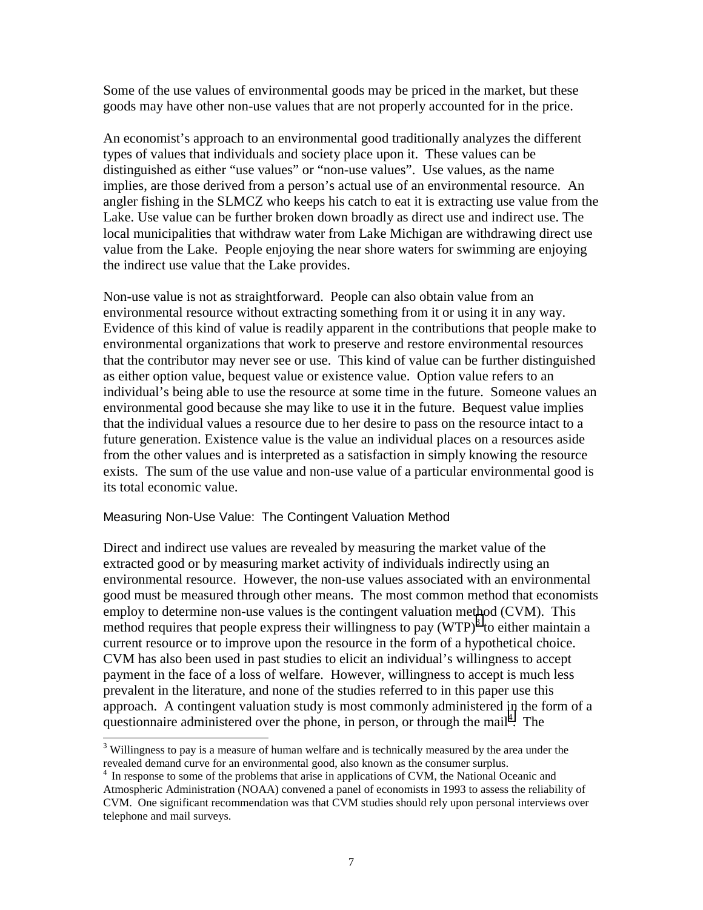Some of the use values of environmental goods may be priced in the market, but these goods may have other non-use values that are not properly accounted for in the price.

An economist's approach to an environmental good traditionally analyzes the different types of values that individuals and society place upon it. These values can be distinguished as either "use values" or "non-use values". Use values, as the name implies, are those derived from a person's actual use of an environmental resource. An angler fishing in the SLMCZ who keeps his catch to eat it is extracting use value from the Lake. Use value can be further broken down broadly as direct use and indirect use. The local municipalities that withdraw water from Lake Michigan are withdrawing direct use value from the Lake. People enjoying the near shore waters for swimming are enjoying the indirect use value that the Lake provides.

Non-use value is not as straightforward. People can also obtain value from an environmental resource without extracting something from it or using it in any way. Evidence of this kind of value is readily apparent in the contributions that people make to environmental organizations that work to preserve and restore environmental resources that the contributor may never see or use. This kind of value can be further distinguished as either option value, bequest value or existence value. Option value refers to an individual's being able to use the resource at some time in the future. Someone values an environmental good because she may like to use it in the future. Bequest value implies that the individual values a resource due to her desire to pass on the resource intact to a future generation. Existence value is the value an individual places on a resources aside from the other values and is interpreted as a satisfaction in simply knowing the resource exists. The sum of the use value and non-use value of a particular environmental good is its total economic value.

### Measuring Non-Use Value: The Contingent Valuation Method

Direct and indirect use values are revealed by measuring the market value of the extracted good or by measuring market activity of individuals indirectly using an environmental resource. However, the non-use values associated with an environmental good must be measured through other means. The most common method that economists employ to determine non-use values is the contingent valuation method (CVM). This method requires that people express their willingness to pay (WTP)[3] to either maintain a current resource or to improve upon the resource in the form of a hypothetical choice. CVM has also been used in past studies to elicit an individual's willingness to accept payment in the face of a loss of welfare. However, willingness to accept is much less prevalent in the literature, and none of the studies referred to in this paper use this approach. A contingent valuation study is most commonly administered in the form of a questionnaire administered over the phone, in person, or through the mail[4]. The

[3] Willingness to pay is a measure of human welfare and is technically measured by the area under the revealed demand curve for an environmental good, also known as the consumer surplus.

[4] In response to some of the problems that arise in applications of CVM, the National Oceanic and Atmospheric Administration (NOAA) convened a panel of economists in 1993 to assess the reliability of CVM. One significant recommendation was that CVM studies should rely upon personal interviews over telephone and mail surveys.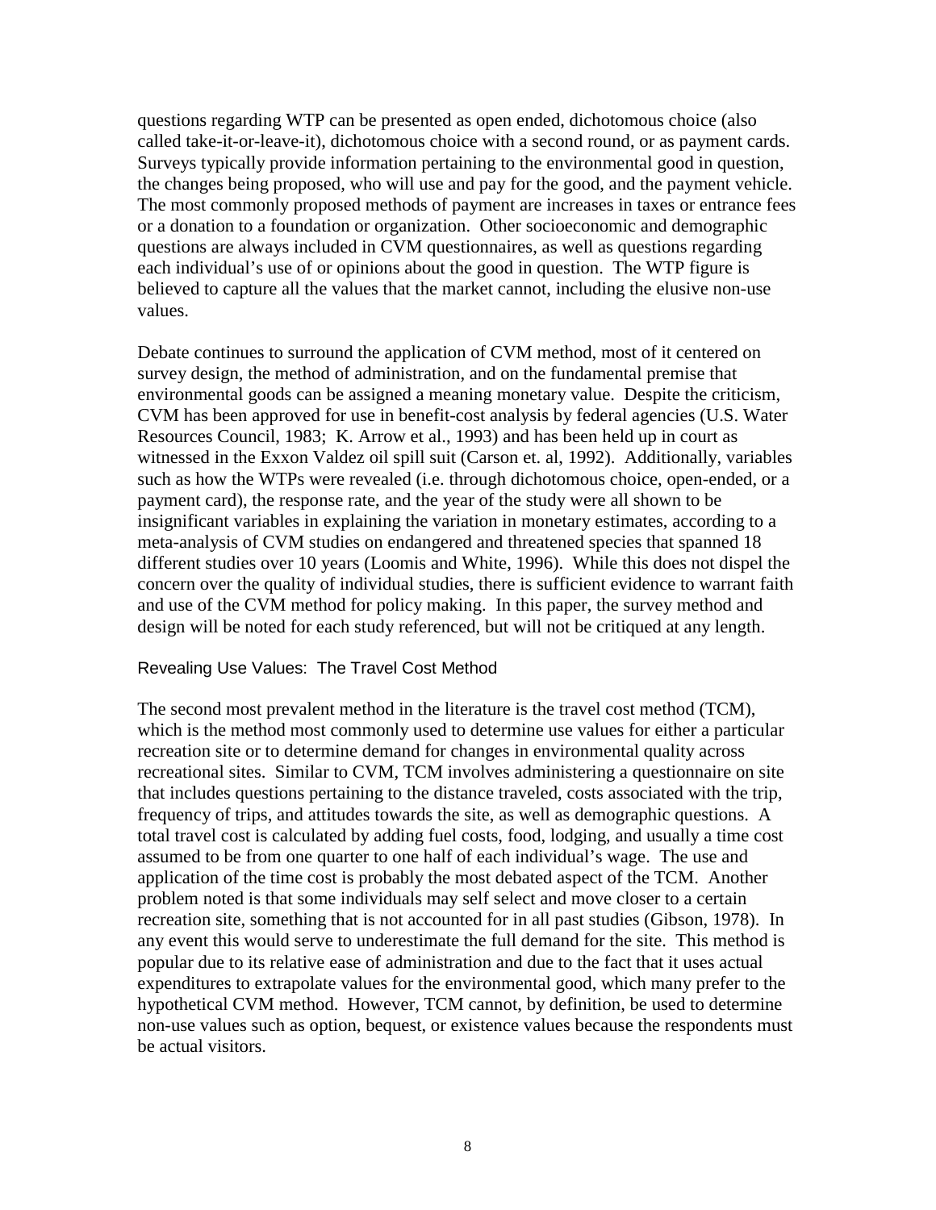questions regarding WTP can be presented as open ended, dichotomous choice (also called take-it-or-leave-it), dichotomous choice with a second round, or as payment cards. Surveys typically provide information pertaining to the environmental good in question, the changes being proposed, who will use and pay for the good, and the payment vehicle. The most commonly proposed methods of payment are increases in taxes or entrance fees or a donation to a foundation or organization. Other socioeconomic and demographic questions are always included in CVM questionnaires, as well as questions regarding each individual's use of or opinions about the good in question. The WTP figure is believed to capture all the values that the market cannot, including the elusive non-use values.

Debate continues to surround the application of CVM method, most of it centered on survey design, the method of administration, and on the fundamental premise that environmental goods can be assigned a meaning monetary value. Despite the criticism, CVM has been approved for use in benefit-cost analysis by federal agencies (U.S. Water Resources Council, 1983; K. Arrow et al., 1993) and has been held up in court as witnessed in the Exxon Valdez oil spill suit (Carson et. al, 1992). Additionally, variables such as how the WTPs were revealed (i.e. through dichotomous choice, open-ended, or a payment card), the response rate, and the year of the study were all shown to be insignificant variables in explaining the variation in monetary estimates, according to a meta-analysis of CVM studies on endangered and threatened species that spanned 18 different studies over 10 years (Loomis and White, 1996). While this does not dispel the concern over the quality of individual studies, there is sufficient evidence to warrant faith and use of the CVM method for policy making. In this paper, the survey method and design will be noted for each study referenced, but will not be critiqued at any length.

### Revealing Use Values: The Travel Cost Method

The second most prevalent method in the literature is the travel cost method (TCM), which is the method most commonly used to determine use values for either a particular recreation site or to determine demand for changes in environmental quality across recreational sites. Similar to CVM, TCM involves administering a questionnaire on site that includes questions pertaining to the distance traveled, costs associated with the trip, frequency of trips, and attitudes towards the site, as well as demographic questions. A total travel cost is calculated by adding fuel costs, food, lodging, and usually a time cost assumed to be from one quarter to one half of each individual's wage. The use and application of the time cost is probably the most debated aspect of the TCM. Another problem noted is that some individuals may self select and move closer to a certain recreation site, something that is not accounted for in all past studies (Gibson, 1978). In any event this would serve to underestimate the full demand for the site. This method is popular due to its relative ease of administration and due to the fact that it uses actual expenditures to extrapolate values for the environmental good, which many prefer to the hypothetical CVM method. However, TCM cannot, by definition, be used to determine non-use values such as option, bequest, or existence values because the respondents must be actual visitors.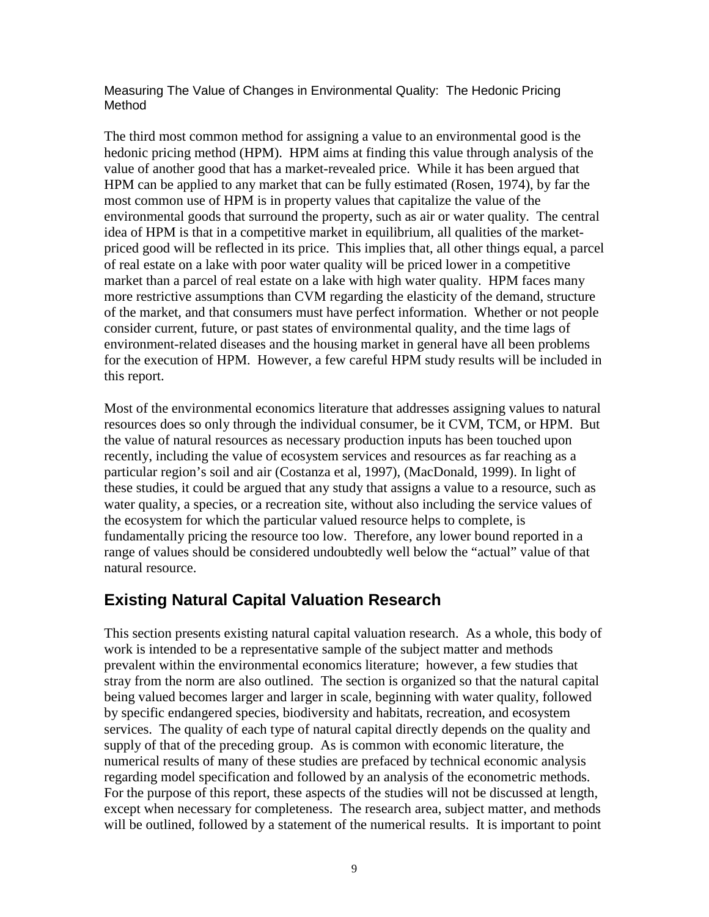Measuring The Value of Changes in Environmental Quality: The Hedonic Pricing Method

The third most common method for assigning a value to an environmental good is the hedonic pricing method (HPM). HPM aims at finding this value through analysis of the value of another good that has a market-revealed price. While it has been argued that HPM can be applied to any market that can be fully estimated (Rosen, 1974), by far the most common use of HPM is in property values that capitalize the value of the environmental goods that surround the property, such as air or water quality. The central idea of HPM is that in a competitive market in equilibrium, all qualities of the market-priced good will be reflected in its price. This implies that, all other things equal, a parcel of real estate on a lake with poor water quality will be priced lower in a competitive market than a parcel of real estate on a lake with high water quality. HPM faces many more restrictive assumptions than CVM regarding the elasticity of the demand, structure of the market, and that consumers must have perfect information. Whether or not people consider current, future, or past states of environmental quality, and the time lags of environment-related diseases and the housing market in general have all been problems for the execution of HPM. However, a few careful HPM study results will be included in this report.

Most of the environmental economics literature that addresses assigning values to natural resources does so only through the individual consumer, be it CVM, TCM, or HPM. But the value of natural resources as necessary production inputs has been touched upon recently, including the value of ecosystem services and resources as far reaching as a particular region's soil and air (Costanza et al, 1997), (MacDonald, 1999). In light of these studies, it could be argued that any study that assigns a value to a resource, such as water quality, a species, or a recreation site, without also including the service values of the ecosystem for which the particular valued resource helps to complete, is fundamentally pricing the resource too low. Therefore, any lower bound reported in a range of values should be considered undoubtedly well below the "actual" value of that natural resource.

## Existing Natural Capital Valuation Research

This section presents existing natural capital valuation research. As a whole, this body of work is intended to be a representative sample of the subject matter and methods prevalent within the environmental economics literature; however, a few studies that stray from the norm are also outlined. The section is organized so that the natural capital being valued becomes larger and larger in scale, beginning with water quality, followed by specific endangered species, biodiversity and habitats, recreation, and ecosystem services. The quality of each type of natural capital directly depends on the quality and supply of that of the preceding group. As is common with economic literature, the numerical results of many of these studies are prefaced by technical economic analysis regarding model specification and followed by an analysis of the econometric methods. For the purpose of this report, these aspects of the studies will not be discussed at length, except when necessary for completeness. The research area, subject matter, and methods will be outlined, followed by a statement of the numerical results. It is important to point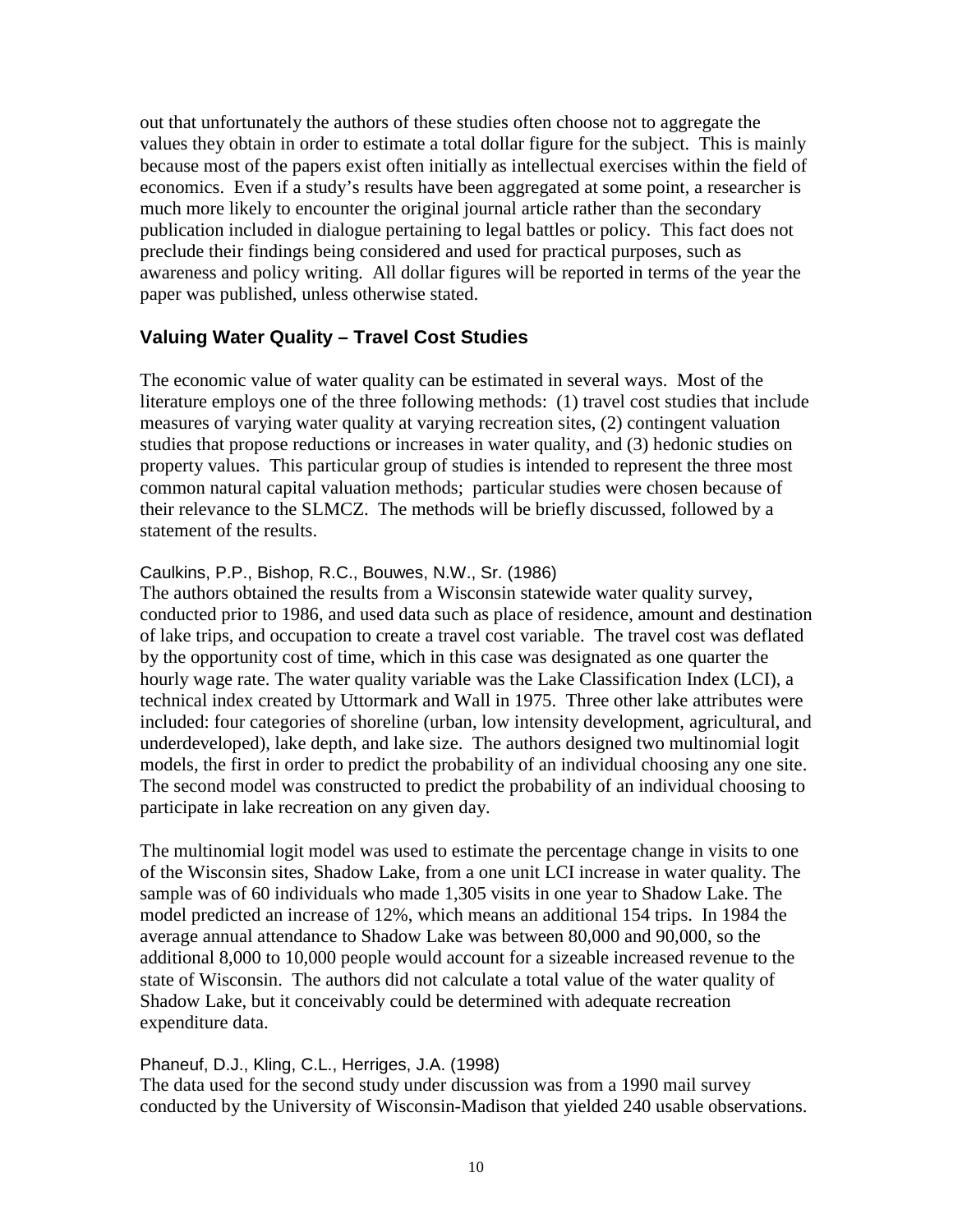out that unfortunately the authors of these studies often choose not to aggregate the values they obtain in order to estimate a total dollar figure for the subject. This is mainly because most of the papers exist often initially as intellectual exercises within the field of economics. Even if a study's results have been aggregated at some point, a researcher is much more likely to encounter the original journal article rather than the secondary publication included in dialogue pertaining to legal battles or policy. This fact does not preclude their findings being considered and used for practical purposes, such as awareness and policy writing. All dollar figures will be reported in terms of the year the paper was published, unless otherwise stated.

## Valuing Water Quality – Travel Cost Studies

The economic value of water quality can be estimated in several ways. Most of the literature employs one of the three following methods: (1) travel cost studies that include measures of varying water quality at varying recreation sites, (2) contingent valuation studies that propose reductions or increases in water quality, and (3) hedonic studies on property values. This particular group of studies is intended to represent the three most common natural capital valuation methods; particular studies were chosen because of their relevance to the SLMCZ. The methods will be briefly discussed, followed by a statement of the results.

Caulkins, P.P., Bishop, R.C., Bouwes, N.W., Sr. (1986)

The authors obtained the results from a Wisconsin statewide water quality survey, conducted prior to 1986, and used data such as place of residence, amount and destination of lake trips, and occupation to create a travel cost variable. The travel cost was deflated by the opportunity cost of time, which in this case was designated as one quarter the hourly wage rate. The water quality variable was the Lake Classification Index (LCI), a technical index created by Uttormark and Wall in 1975. Three other lake attributes were included: four categories of shoreline (urban, low intensity development, agricultural, and underdeveloped), lake depth, and lake size. The authors designed two multinomial logit models, the first in order to predict the probability of an individual choosing any one site. The second model was constructed to predict the probability of an individual choosing to participate in lake recreation on any given day.

The multinomial logit model was used to estimate the percentage change in visits to one of the Wisconsin sites, Shadow Lake, from a one unit LCI increase in water quality. The sample was of 60 individuals who made 1,305 visits in one year to Shadow Lake. The model predicted an increase of 12%, which means an additional 154 trips. In 1984 the average annual attendance to Shadow Lake was between 80,000 and 90,000, so the additional 8,000 to 10,000 people would account for a sizeable increased revenue to the state of Wisconsin. The authors did not calculate a total value of the water quality of Shadow Lake, but it conceivably could be determined with adequate recreation expenditure data.

Phaneuf, D.J., Kling, C.L., Herriges, J.A. (1998)

The data used for the second study under discussion was from a 1990 mail survey conducted by the University of Wisconsin-Madison that yielded 240 usable observations.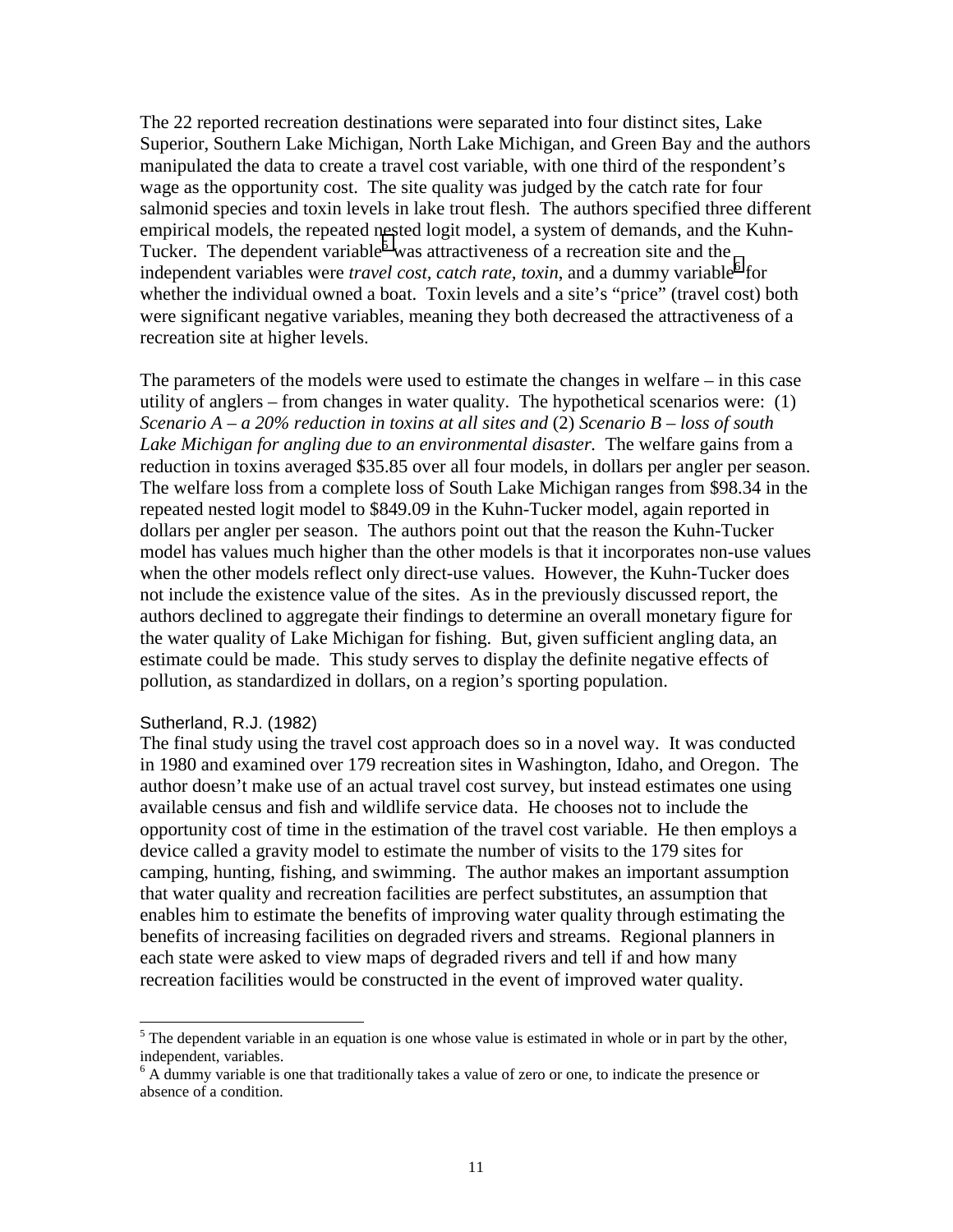The 22 reported recreation destinations were separated into four distinct sites, Lake Superior, Southern Lake Michigan, North Lake Michigan, and Green Bay and the authors manipulated the data to create a travel cost variable, with one third of the respondent's wage as the opportunity cost. The site quality was judged by the catch rate for four salmonid species and toxin levels in lake trout flesh. The authors specified three different empirical models, the repeated nested logit model, a system of demands, and the Kuhn-Tucker. The dependent variable[5] was attractiveness of a recreation site and the independent variables were *travel cost*, *catch rate*, *toxin*, and a dummy variable[6] for whether the individual owned a boat. Toxin levels and a site's "price" (travel cost) both were significant negative variables, meaning they both decreased the attractiveness of a recreation site at higher levels.

The parameters of the models were used to estimate the changes in welfare – in this case utility of anglers – from changes in water quality. The hypothetical scenarios were: (1) *Scenario A – a 20% reduction in toxins at all sites and* (2) *Scenario B – loss of south Lake Michigan for angling due to an environmental disaster.* The welfare gains from a reduction in toxins averaged $35.85 over all four models, in dollars per angler per season. The welfare loss from a complete loss of South Lake Michigan ranges from $98.34 in the repeated nested logit model to $849.09 in the Kuhn-Tucker model, again reported in dollars per angler per season. The authors point out that the reason the Kuhn-Tucker model has values much higher than the other models is that it incorporates non-use values when the other models reflect only direct-use values. However, the Kuhn-Tucker does not include the existence value of the sites. As in the previously discussed report, the authors declined to aggregate their findings to determine an overall monetary figure for the water quality of Lake Michigan for fishing. But, given sufficient angling data, an estimate could be made. This study serves to display the definite negative effects of pollution, as standardized in dollars, on a region's sporting population.

### Sutherland, R.J. (1982)

The final study using the travel cost approach does so in a novel way. It was conducted in 1980 and examined over 179 recreation sites in Washington, Idaho, and Oregon. The author doesn't make use of an actual travel cost survey, but instead estimates one using available census and fish and wildlife service data. He chooses not to include the opportunity cost of time in the estimation of the travel cost variable. He then employs a device called a gravity model to estimate the number of visits to the 179 sites for camping, hunting, fishing, and swimming. The author makes an important assumption that water quality and recreation facilities are perfect substitutes, an assumption that enables him to estimate the benefits of improving water quality through estimating the benefits of increasing facilities on degraded rivers and streams. Regional planners in each state were asked to view maps of degraded rivers and tell if and how many recreation facilities would be constructed in the event of improved water quality.

---

[5] The dependent variable in an equation is one whose value is estimated in whole or in part by the other, independent, variables.

[6] A dummy variable is one that traditionally takes a value of zero or one, to indicate the presence or absence of a condition.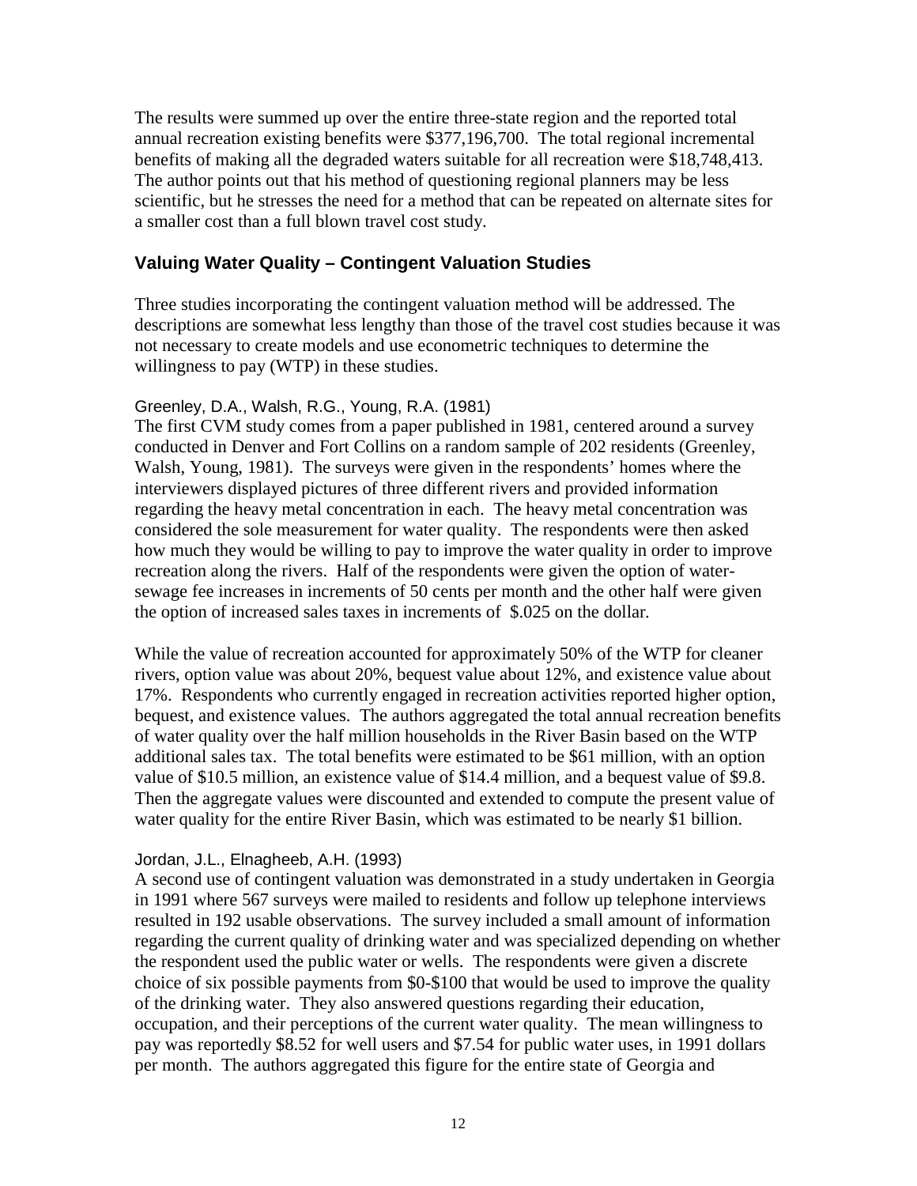The results were summed up over the entire three-state region and the reported total annual recreation existing benefits were $377,196,700. The total regional incremental benefits of making all the degraded waters suitable for all recreation were $18,748,413. The author points out that his method of questioning regional planners may be less scientific, but he stresses the need for a method that can be repeated on alternate sites for a smaller cost than a full blown travel cost study.

## Valuing Water Quality – Contingent Valuation Studies

Three studies incorporating the contingent valuation method will be addressed. The descriptions are somewhat less lengthy than those of the travel cost studies because it was not necessary to create models and use econometric techniques to determine the willingness to pay (WTP) in these studies.

### Greenley, D.A., Walsh, R.G., Young, R.A. (1981)

The first CVM study comes from a paper published in 1981, centered around a survey conducted in Denver and Fort Collins on a random sample of 202 residents (Greenley, Walsh, Young, 1981). The surveys were given in the respondents' homes where the interviewers displayed pictures of three different rivers and provided information regarding the heavy metal concentration in each. The heavy metal concentration was considered the sole measurement for water quality. The respondents were then asked how much they would be willing to pay to improve the water quality in order to improve recreation along the rivers. Half of the respondents were given the option of water-sewage fee increases in increments of 50 cents per month and the other half were given the option of increased sales taxes in increments of $.025 on the dollar.

While the value of recreation accounted for approximately 50% of the WTP for cleaner rivers, option value was about 20%, bequest value about 12%, and existence value about 17%. Respondents who currently engaged in recreation activities reported higher option, bequest, and existence values. The authors aggregated the total annual recreation benefits of water quality over the half million households in the River Basin based on the WTP additional sales tax. The total benefits were estimated to be $61 million, with an option value of $10.5 million, an existence value of $14.4 million, and a bequest value of $9.8. Then the aggregate values were discounted and extended to compute the present value of water quality for the entire River Basin, which was estimated to be nearly $1 billion.

### Jordan, J.L., Elnagheeb, A.H. (1993)

A second use of contingent valuation was demonstrated in a study undertaken in Georgia in 1991 where 567 surveys were mailed to residents and follow up telephone interviews resulted in 192 usable observations. The survey included a small amount of information regarding the current quality of drinking water and was specialized depending on whether the respondent used the public water or wells. The respondents were given a discrete choice of six possible payments from $0-$100 that would be used to improve the quality of the drinking water. They also answered questions regarding their education, occupation, and their perceptions of the current water quality. The mean willingness to pay was reportedly $8.52 for well users and $7.54 for public water uses, in 1991 dollars per month. The authors aggregated this figure for the entire state of Georgia and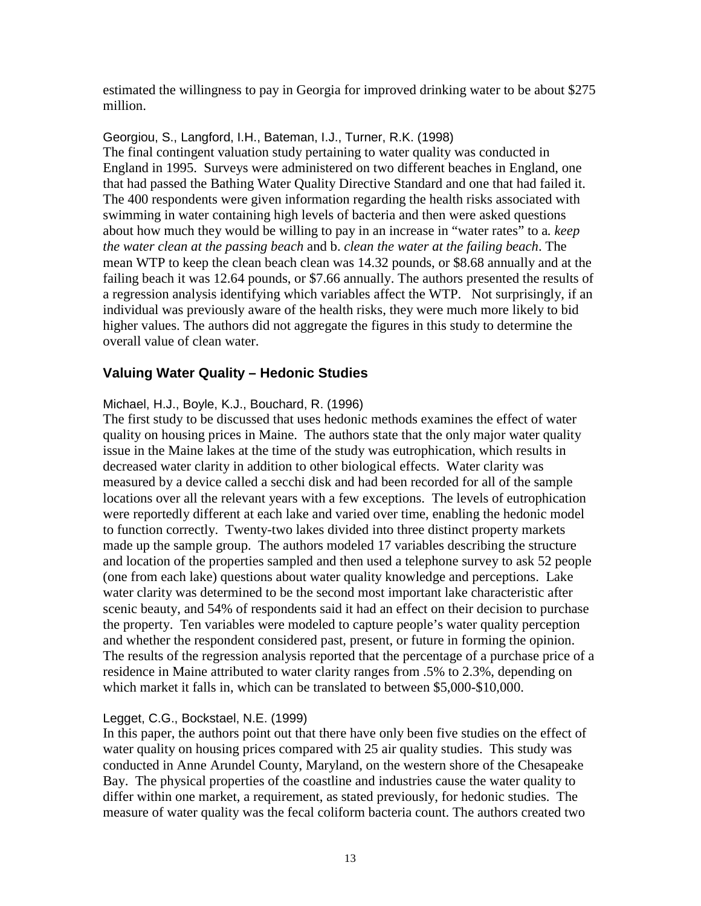estimated the willingness to pay in Georgia for improved drinking water to be about $275 million.

Georgiou, S., Langford, I.H., Bateman, I.J., Turner, R.K. (1998)
The final contingent valuation study pertaining to water quality was conducted in England in 1995. Surveys were administered on two different beaches in England, one that had passed the Bathing Water Quality Directive Standard and one that had failed it. The 400 respondents were given information regarding the health risks associated with swimming in water containing high levels of bacteria and then were asked questions about how much they would be willing to pay in an increase in "water rates" to a*. keep the water clean at the passing beach* and b. *clean the water at the failing beach*. The mean WTP to keep the clean beach clean was 14.32 pounds, or $8.68 annually and at the failing beach it was 12.64 pounds, or $7.66 annually. The authors presented the results of a regression analysis identifying which variables affect the WTP. Not surprisingly, if an individual was previously aware of the health risks, they were much more likely to bid higher values. The authors did not aggregate the figures in this study to determine the overall value of clean water.

## Valuing Water Quality – Hedonic Studies

Michael, H.J., Boyle, K.J., Bouchard, R. (1996)
The first study to be discussed that uses hedonic methods examines the effect of water quality on housing prices in Maine. The authors state that the only major water quality issue in the Maine lakes at the time of the study was eutrophication, which results in decreased water clarity in addition to other biological effects. Water clarity was measured by a device called a secchi disk and had been recorded for all of the sample locations over all the relevant years with a few exceptions. The levels of eutrophication were reportedly different at each lake and varied over time, enabling the hedonic model to function correctly. Twenty-two lakes divided into three distinct property markets made up the sample group. The authors modeled 17 variables describing the structure and location of the properties sampled and then used a telephone survey to ask 52 people (one from each lake) questions about water quality knowledge and perceptions. Lake water clarity was determined to be the second most important lake characteristic after scenic beauty, and 54% of respondents said it had an effect on their decision to purchase the property. Ten variables were modeled to capture people's water quality perception and whether the respondent considered past, present, or future in forming the opinion. The results of the regression analysis reported that the percentage of a purchase price of a residence in Maine attributed to water clarity ranges from .5% to 2.3%, depending on which market it falls in, which can be translated to between $5,000-$10,000.

Legget, C.G., Bockstael, N.E. (1999)
In this paper, the authors point out that there have only been five studies on the effect of water quality on housing prices compared with 25 air quality studies. This study was conducted in Anne Arundel County, Maryland, on the western shore of the Chesapeake Bay. The physical properties of the coastline and industries cause the water quality to differ within one market, a requirement, as stated previously, for hedonic studies. The measure of water quality was the fecal coliform bacteria count. The authors created two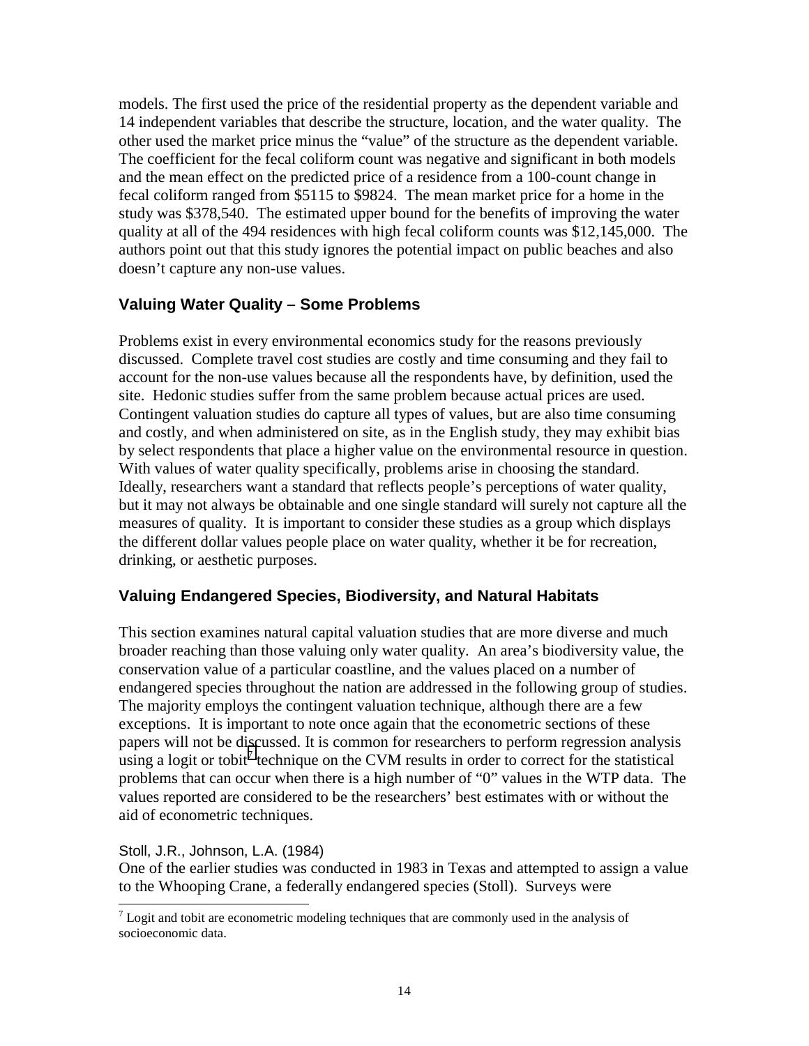models. The first used the price of the residential property as the dependent variable and 14 independent variables that describe the structure, location, and the water quality. The other used the market price minus the "value" of the structure as the dependent variable. The coefficient for the fecal coliform count was negative and significant in both models and the mean effect on the predicted price of a residence from a 100-count change in fecal coliform ranged from $5115 to $9824. The mean market price for a home in the study was $378,540. The estimated upper bound for the benefits of improving the water quality at all of the 494 residences with high fecal coliform counts was $12,145,000. The authors point out that this study ignores the potential impact on public beaches and also doesn't capture any non-use values.

### Valuing Water Quality – Some Problems

Problems exist in every environmental economics study for the reasons previously discussed. Complete travel cost studies are costly and time consuming and they fail to account for the non-use values because all the respondents have, by definition, used the site. Hedonic studies suffer from the same problem because actual prices are used. Contingent valuation studies do capture all types of values, but are also time consuming and costly, and when administered on site, as in the English study, they may exhibit bias by select respondents that place a higher value on the environmental resource in question. With values of water quality specifically, problems arise in choosing the standard. Ideally, researchers want a standard that reflects people's perceptions of water quality, but it may not always be obtainable and one single standard will surely not capture all the measures of quality. It is important to consider these studies as a group which displays the different dollar values people place on water quality, whether it be for recreation, drinking, or aesthetic purposes.

### Valuing Endangered Species, Biodiversity, and Natural Habitats

This section examines natural capital valuation studies that are more diverse and much broader reaching than those valuing only water quality. An area's biodiversity value, the conservation value of a particular coastline, and the values placed on a number of endangered species throughout the nation are addressed in the following group of studies. The majority employs the contingent valuation technique, although there are a few exceptions. It is important to note once again that the econometric sections of these papers will not be discussed. It is common for researchers to perform regression analysis using a logit or tobit[7] technique on the CVM results in order to correct for the statistical problems that can occur when there is a high number of "0" values in the WTP data. The values reported are considered to be the researchers' best estimates with or without the aid of econometric techniques.

Stoll, J.R., Johnson, L.A. (1984)
One of the earlier studies was conducted in 1983 in Texas and attempted to assign a value to the Whooping Crane, a federally endangered species (Stoll). Surveys were

[7] Logit and tobit are econometric modeling techniques that are commonly used in the analysis of socioeconomic data.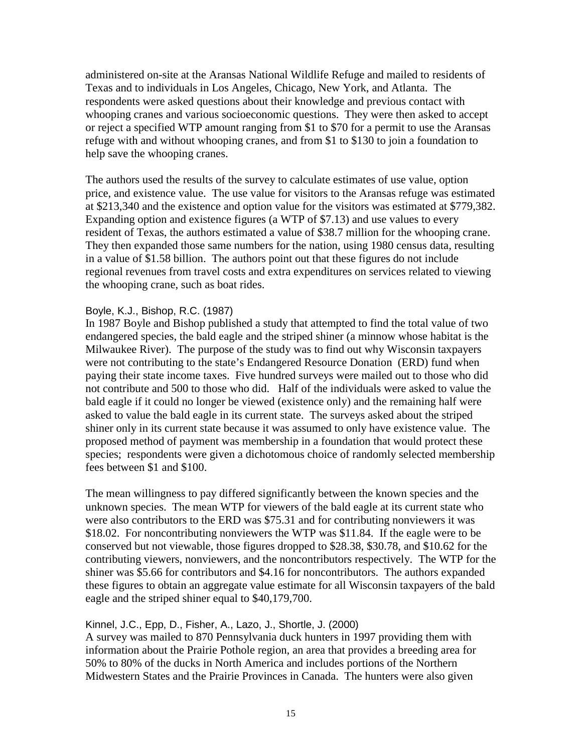administered on-site at the Aransas National Wildlife Refuge and mailed to residents of Texas and to individuals in Los Angeles, Chicago, New York, and Atlanta. The respondents were asked questions about their knowledge and previous contact with whooping cranes and various socioeconomic questions. They were then asked to accept or reject a specified WTP amount ranging from $1 to $70 for a permit to use the Aransas refuge with and without whooping cranes, and from $1 to $130 to join a foundation to help save the whooping cranes.

The authors used the results of the survey to calculate estimates of use value, option price, and existence value. The use value for visitors to the Aransas refuge was estimated at $213,340 and the existence and option value for the visitors was estimated at $779,382. Expanding option and existence figures (a WTP of $7.13) and use values to every resident of Texas, the authors estimated a value of $38.7 million for the whooping crane. They then expanded those same numbers for the nation, using 1980 census data, resulting in a value of $1.58 billion. The authors point out that these figures do not include regional revenues from travel costs and extra expenditures on services related to viewing the whooping crane, such as boat rides.

#### Boyle, K.J., Bishop, R.C. (1987)

In 1987 Boyle and Bishop published a study that attempted to find the total value of two endangered species, the bald eagle and the striped shiner (a minnow whose habitat is the Milwaukee River). The purpose of the study was to find out why Wisconsin taxpayers were not contributing to the state's Endangered Resource Donation (ERD) fund when paying their state income taxes. Five hundred surveys were mailed out to those who did not contribute and 500 to those who did. Half of the individuals were asked to value the bald eagle if it could no longer be viewed (existence only) and the remaining half were asked to value the bald eagle in its current state. The surveys asked about the striped shiner only in its current state because it was assumed to only have existence value. The proposed method of payment was membership in a foundation that would protect these species; respondents were given a dichotomous choice of randomly selected membership fees between $1 and $100.

The mean willingness to pay differed significantly between the known species and the unknown species. The mean WTP for viewers of the bald eagle at its current state who were also contributors to the ERD was $75.31 and for contributing nonviewers it was $18.02. For noncontributing nonviewers the WTP was $11.84. If the eagle were to be conserved but not viewable, those figures dropped to $28.38, $30.78, and $10.62 for the contributing viewers, nonviewers, and the noncontributors respectively. The WTP for the shiner was $5.66 for contributors and $4.16 for noncontributors. The authors expanded these figures to obtain an aggregate value estimate for all Wisconsin taxpayers of the bald eagle and the striped shiner equal to $40,179,700.

#### Kinnel, J.C., Epp, D., Fisher, A., Lazo, J., Shortle, J. (2000)

A survey was mailed to 870 Pennsylvania duck hunters in 1997 providing them with information about the Prairie Pothole region, an area that provides a breeding area for 50% to 80% of the ducks in North America and includes portions of the Northern Midwestern States and the Prairie Provinces in Canada. The hunters were also given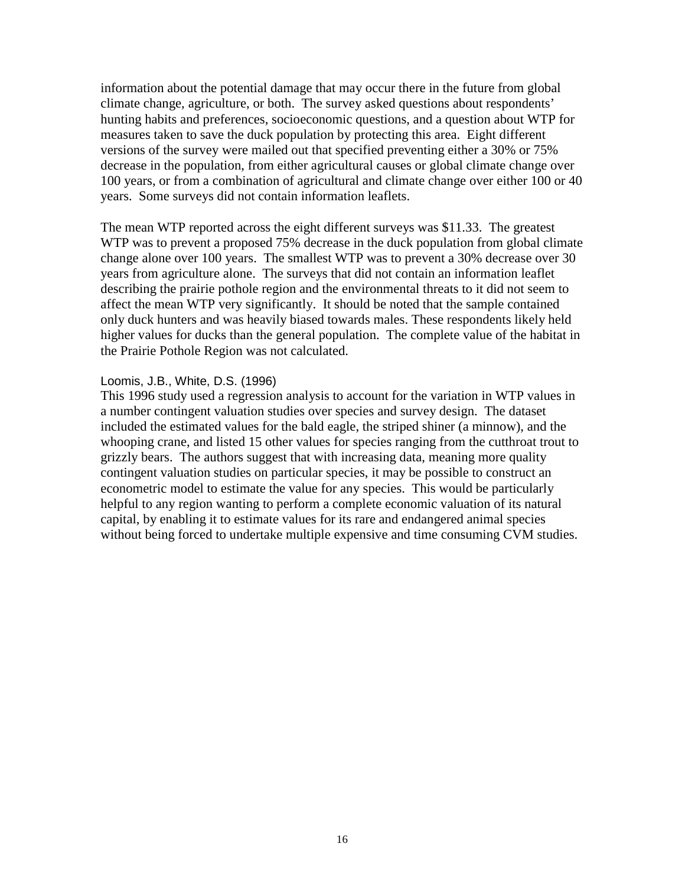information about the potential damage that may occur there in the future from global climate change, agriculture, or both. The survey asked questions about respondents' hunting habits and preferences, socioeconomic questions, and a question about WTP for measures taken to save the duck population by protecting this area. Eight different versions of the survey were mailed out that specified preventing either a 30% or 75% decrease in the population, from either agricultural causes or global climate change over 100 years, or from a combination of agricultural and climate change over either 100 or 40 years. Some surveys did not contain information leaflets.

The mean WTP reported across the eight different surveys was $11.33. The greatest WTP was to prevent a proposed 75% decrease in the duck population from global climate change alone over 100 years. The smallest WTP was to prevent a 30% decrease over 30 years from agriculture alone. The surveys that did not contain an information leaflet describing the prairie pothole region and the environmental threats to it did not seem to affect the mean WTP very significantly. It should be noted that the sample contained only duck hunters and was heavily biased towards males. These respondents likely held higher values for ducks than the general population. The complete value of the habitat in the Prairie Pothole Region was not calculated.

#### Loomis, J.B., White, D.S. (1996)

This 1996 study used a regression analysis to account for the variation in WTP values in a number contingent valuation studies over species and survey design. The dataset included the estimated values for the bald eagle, the striped shiner (a minnow), and the whooping crane, and listed 15 other values for species ranging from the cutthroat trout to grizzly bears. The authors suggest that with increasing data, meaning more quality contingent valuation studies on particular species, it may be possible to construct an econometric model to estimate the value for any species. This would be particularly helpful to any region wanting to perform a complete economic valuation of its natural capital, by enabling it to estimate values for its rare and endangered animal species without being forced to undertake multiple expensive and time consuming CVM studies.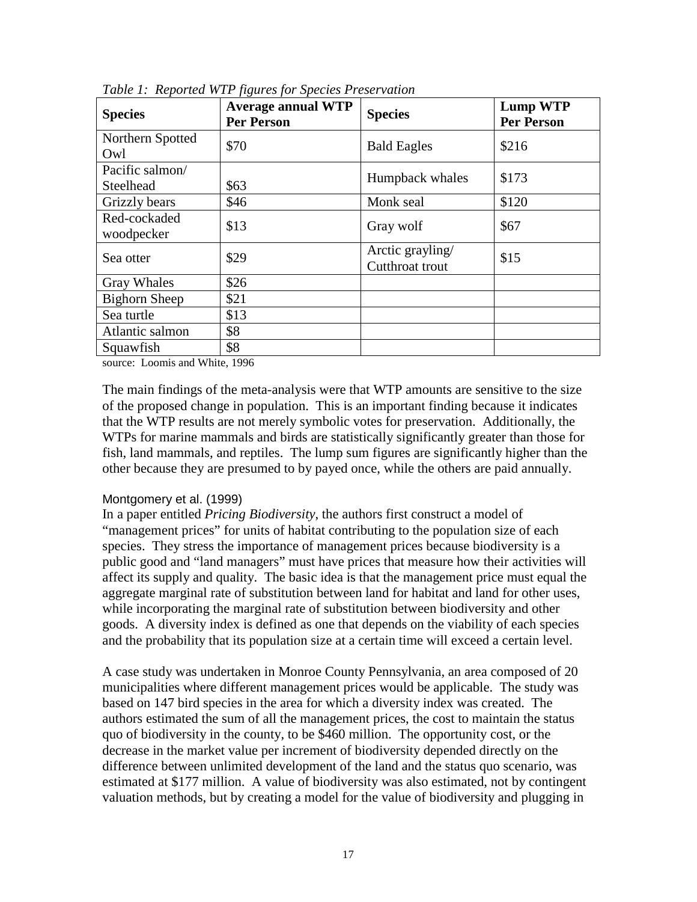*Table 1: Reported WTP figures for Species Preservation*

| Species | Average annual WTP Per Person | Species | Lump WTP Per Person |
| --- | --- | --- | --- |
| Northern Spotted Owl | $70 | Bald Eagles | $216 |
| Pacific salmon/ Steelhead | $63 | Humpback whales | $173 |
| Grizzly bears | $46 | Monk seal | $120 |
| Red-cockaded woodpecker | $13 | Gray wolf | $67 |
| Sea otter | $29 | Arctic grayling/ Cutthroat trout | $15 |
| Gray Whales | $26 | | |
| Bighorn Sheep | $21 | | |
| Sea turtle | $13 | | |
| Atlantic salmon | $8 | | |
| Squawfish | $8 | | |

source: Loomis and White, 1996

The main findings of the meta-analysis were that WTP amounts are sensitive to the size of the proposed change in population. This is an important finding because it indicates that the WTP results are not merely symbolic votes for preservation. Additionally, the WTPs for marine mammals and birds are statistically significantly greater than those for fish, land mammals, and reptiles. The lump sum figures are significantly higher than the other because they are presumed to by payed once, while the others are paid annually.

### Montgomery et al. (1999)

In a paper entitled *Pricing Biodiversity*, the authors first construct a model of "management prices" for units of habitat contributing to the population size of each species. They stress the importance of management prices because biodiversity is a public good and "land managers" must have prices that measure how their activities will affect its supply and quality. The basic idea is that the management price must equal the aggregate marginal rate of substitution between land for habitat and land for other uses, while incorporating the marginal rate of substitution between biodiversity and other goods. A diversity index is defined as one that depends on the viability of each species and the probability that its population size at a certain time will exceed a certain level.

A case study was undertaken in Monroe County Pennsylvania, an area composed of 20 municipalities where different management prices would be applicable. The study was based on 147 bird species in the area for which a diversity index was created. The authors estimated the sum of all the management prices, the cost to maintain the status quo of biodiversity in the county, to be $460 million. The opportunity cost, or the decrease in the market value per increment of biodiversity depended directly on the difference between unlimited development of the land and the status quo scenario, was estimated at $177 million. A value of biodiversity was also estimated, not by contingent valuation methods, but by creating a model for the value of biodiversity and plugging in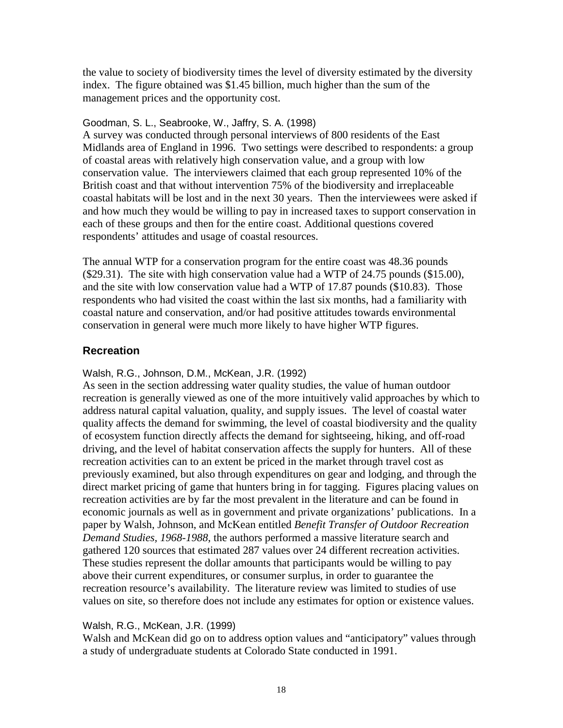the value to society of biodiversity times the level of diversity estimated by the diversity index. The figure obtained was $1.45 billion, much higher than the sum of the management prices and the opportunity cost.

Goodman, S. L., Seabrooke, W., Jaffry, S. A. (1998)

A survey was conducted through personal interviews of 800 residents of the East Midlands area of England in 1996. Two settings were described to respondents: a group of coastal areas with relatively high conservation value, and a group with low conservation value. The interviewers claimed that each group represented 10% of the British coast and that without intervention 75% of the biodiversity and irreplaceable coastal habitats will be lost and in the next 30 years. Then the interviewees were asked if and how much they would be willing to pay in increased taxes to support conservation in each of these groups and then for the entire coast. Additional questions covered respondents' attitudes and usage of coastal resources.

The annual WTP for a conservation program for the entire coast was 48.36 pounds ($29.31). The site with high conservation value had a WTP of 24.75 pounds ($15.00), and the site with low conservation value had a WTP of 17.87 pounds ($10.83). Those respondents who had visited the coast within the last six months, had a familiarity with coastal nature and conservation, and/or had positive attitudes towards environmental conservation in general were much more likely to have higher WTP figures.

## Recreation

Walsh, R.G., Johnson, D.M., McKean, J.R. (1992)

As seen in the section addressing water quality studies, the value of human outdoor recreation is generally viewed as one of the more intuitively valid approaches by which to address natural capital valuation, quality, and supply issues. The level of coastal water quality affects the demand for swimming, the level of coastal biodiversity and the quality of ecosystem function directly affects the demand for sightseeing, hiking, and off-road driving, and the level of habitat conservation affects the supply for hunters. All of these recreation activities can to an extent be priced in the market through travel cost as previously examined, but also through expenditures on gear and lodging, and through the direct market pricing of game that hunters bring in for tagging. Figures placing values on recreation activities are by far the most prevalent in the literature and can be found in economic journals as well as in government and private organizations' publications. In a paper by Walsh, Johnson, and McKean entitled *Benefit Transfer of Outdoor Recreation Demand Studies, 1968-1988*, the authors performed a massive literature search and gathered 120 sources that estimated 287 values over 24 different recreation activities. These studies represent the dollar amounts that participants would be willing to pay above their current expenditures, or consumer surplus, in order to guarantee the recreation resource's availability. The literature review was limited to studies of use values on site, so therefore does not include any estimates for option or existence values.

Walsh, R.G., McKean, J.R. (1999)

Walsh and McKean did go on to address option values and "anticipatory" values through a study of undergraduate students at Colorado State conducted in 1991.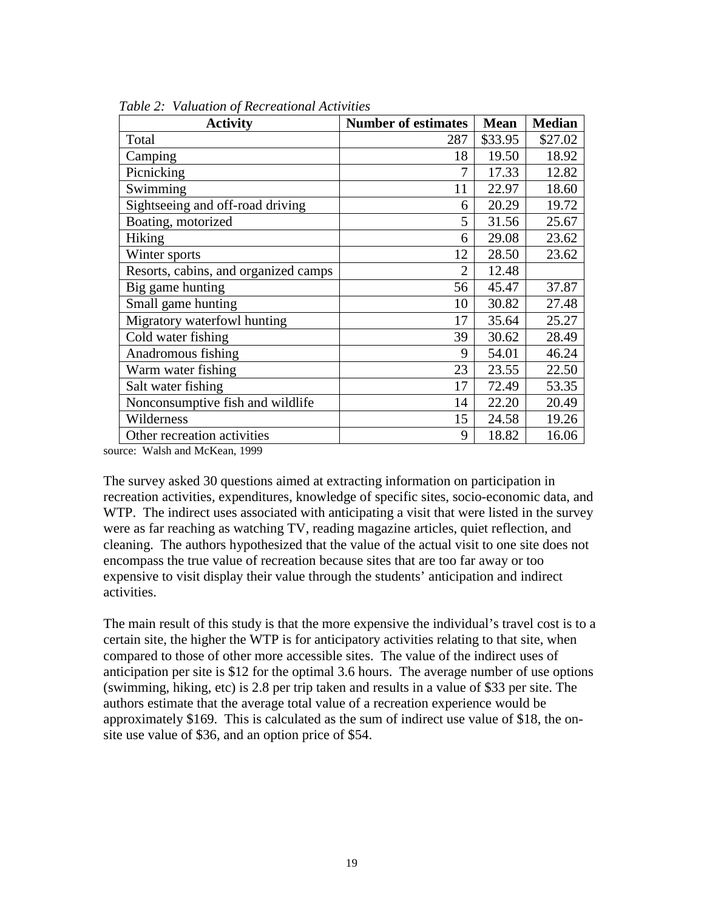*Table 2: Valuation of Recreational Activities*

| Activity | Number of estimates | Mean | Median |
|---|---|---|---|
| Total | 287 | $33.95 | $27.02 |
| Camping | 18 | 19.50 | 18.92 |
| Picnicking | 7 | 17.33 | 12.82 |
| Swimming | 11 | 22.97 | 18.60 |
| Sightseeing and off-road driving | 6 | 20.29 | 19.72 |
| Boating, motorized | 5 | 31.56 | 25.67 |
| Hiking | 6 | 29.08 | 23.62 |
| Winter sports | 12 | 28.50 | 23.62 |
| Resorts, cabins, and organized camps | 2 | 12.48 | |
| Big game hunting | 56 | 45.47 | 37.87 |
| Small game hunting | 10 | 30.82 | 27.48 |
| Migratory waterfowl hunting | 17 | 35.64 | 25.27 |
| Cold water fishing | 39 | 30.62 | 28.49 |
| Anadromous fishing | 9 | 54.01 | 46.24 |
| Warm water fishing | 23 | 23.55 | 22.50 |
| Salt water fishing | 17 | 72.49 | 53.35 |
| Nonconsumptive fish and wildlife | 14 | 22.20 | 20.49 |
| Wilderness | 15 | 24.58 | 19.26 |
| Other recreation activities | 9 | 18.82 | 16.06 |

source: Walsh and McKean, 1999

The survey asked 30 questions aimed at extracting information on participation in recreation activities, expenditures, knowledge of specific sites, socio-economic data, and WTP. The indirect uses associated with anticipating a visit that were listed in the survey were as far reaching as watching TV, reading magazine articles, quiet reflection, and cleaning. The authors hypothesized that the value of the actual visit to one site does not encompass the true value of recreation because sites that are too far away or too expensive to visit display their value through the students' anticipation and indirect activities.

The main result of this study is that the more expensive the individual's travel cost is to a certain site, the higher the WTP is for anticipatory activities relating to that site, when compared to those of other more accessible sites. The value of the indirect uses of anticipation per site is $12 for the optimal 3.6 hours. The average number of use options (swimming, hiking, etc) is 2.8 per trip taken and results in a value of $33 per site. The authors estimate that the average total value of a recreation experience would be approximately $169. This is calculated as the sum of indirect use value of $18, the on-site use value of $36, and an option price of $54.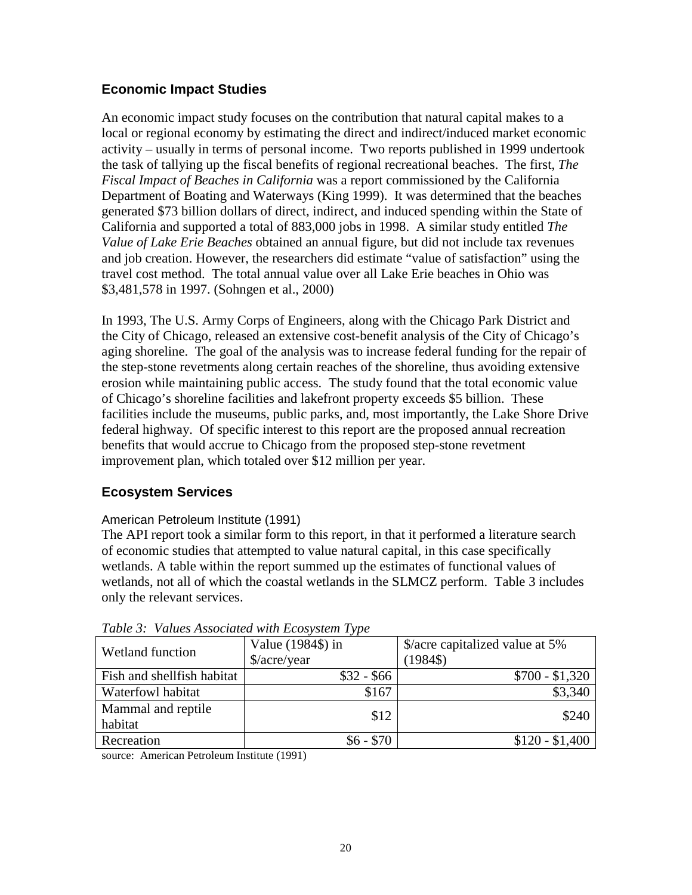## Economic Impact Studies

An economic impact study focuses on the contribution that natural capital makes to a local or regional economy by estimating the direct and indirect/induced market economic activity – usually in terms of personal income. Two reports published in 1999 undertook the task of tallying up the fiscal benefits of regional recreational beaches. The first, *The Fiscal Impact of Beaches in California* was a report commissioned by the California Department of Boating and Waterways (King 1999). It was determined that the beaches generated $73 billion dollars of direct, indirect, and induced spending within the State of California and supported a total of 883,000 jobs in 1998. A similar study entitled *The Value of Lake Erie Beaches* obtained an annual figure, but did not include tax revenues and job creation. However, the researchers did estimate "value of satisfaction" using the travel cost method. The total annual value over all Lake Erie beaches in Ohio was $3,481,578 in 1997. (Sohngen et al., 2000)

In 1993, The U.S. Army Corps of Engineers, along with the Chicago Park District and the City of Chicago, released an extensive cost-benefit analysis of the City of Chicago's aging shoreline. The goal of the analysis was to increase federal funding for the repair of the step-stone revetments along certain reaches of the shoreline, thus avoiding extensive erosion while maintaining public access. The study found that the total economic value of Chicago's shoreline facilities and lakefront property exceeds $5 billion. These facilities include the museums, public parks, and, most importantly, the Lake Shore Drive federal highway. Of specific interest to this report are the proposed annual recreation benefits that would accrue to Chicago from the proposed step-stone revetment improvement plan, which totaled over $12 million per year.

## Ecosystem Services

### American Petroleum Institute (1991)

The API report took a similar form to this report, in that it performed a literature search of economic studies that attempted to value natural capital, in this case specifically wetlands. A table within the report summed up the estimates of functional values of wetlands, not all of which the coastal wetlands in the SLMCZ perform. Table 3 includes only the relevant services.

*Table 3: Values Associated with Ecosystem Type*

| Wetland function | Value (1984$) in $/acre/year | $/acre capitalized value at 5% (1984$) |
|---|---|---|
| Fish and shellfish habitat | $32 - $66 | $700 - $1,320 |
| Waterfowl habitat | $167 | $3,340 |
| Mammal and reptile habitat | $12 | $240 |
| Recreation | $6 - $70 | $120 - $1,400 |

source: American Petroleum Institute (1991)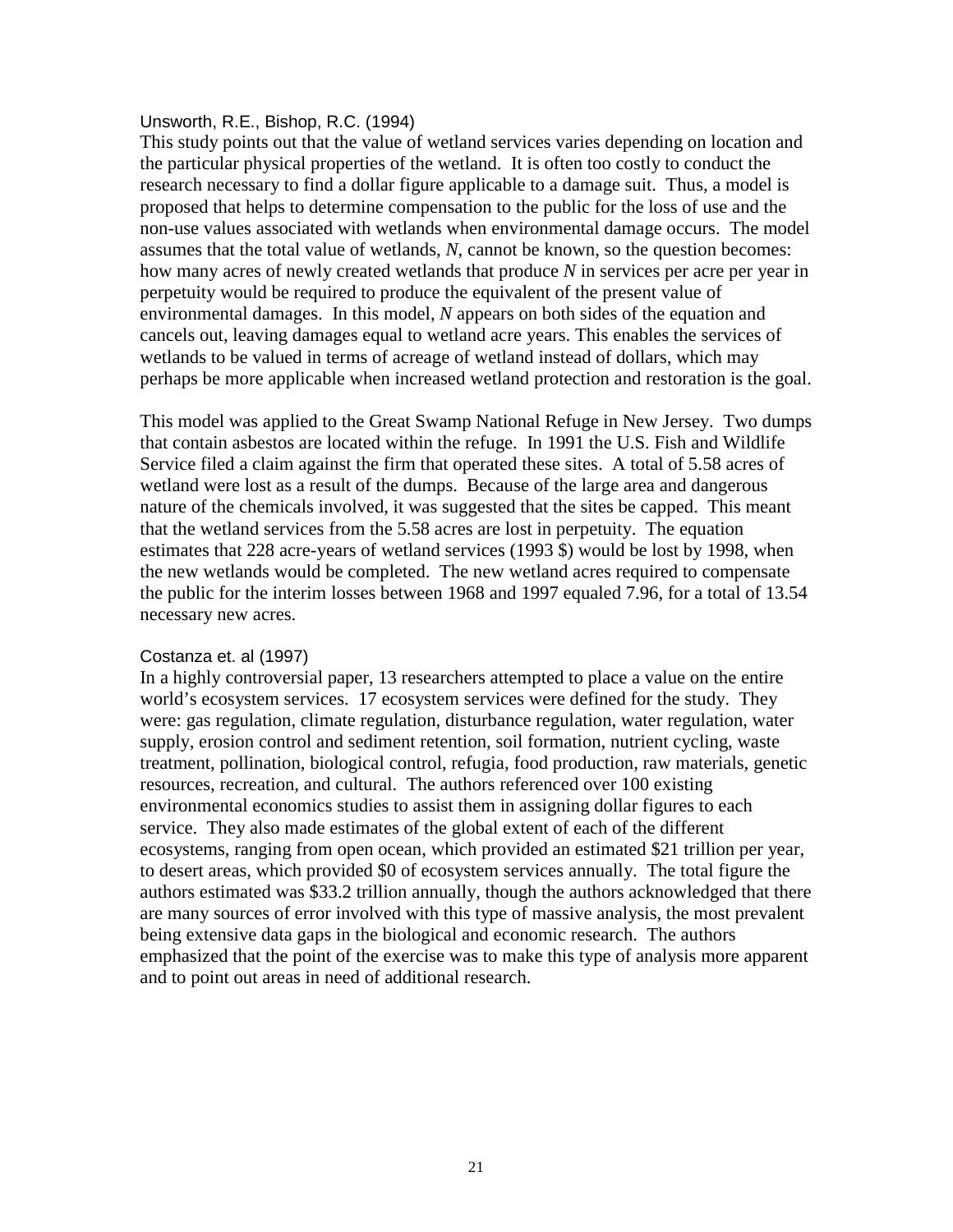### Unsworth, R.E., Bishop, R.C. (1994)

This study points out that the value of wetland services varies depending on location and the particular physical properties of the wetland. It is often too costly to conduct the research necessary to find a dollar figure applicable to a damage suit. Thus, a model is proposed that helps to determine compensation to the public for the loss of use and the non-use values associated with wetlands when environmental damage occurs. The model assumes that the total value of wetlands, *N*, cannot be known, so the question becomes: how many acres of newly created wetlands that produce *N* in services per acre per year in perpetuity would be required to produce the equivalent of the present value of environmental damages. In this model, *N* appears on both sides of the equation and cancels out, leaving damages equal to wetland acre years. This enables the services of wetlands to be valued in terms of acreage of wetland instead of dollars, which may perhaps be more applicable when increased wetland protection and restoration is the goal.

This model was applied to the Great Swamp National Refuge in New Jersey. Two dumps that contain asbestos are located within the refuge. In 1991 the U.S. Fish and Wildlife Service filed a claim against the firm that operated these sites. A total of 5.58 acres of wetland were lost as a result of the dumps. Because of the large area and dangerous nature of the chemicals involved, it was suggested that the sites be capped. This meant that the wetland services from the 5.58 acres are lost in perpetuity. The equation estimates that 228 acre-years of wetland services (1993 $) would be lost by 1998, when the new wetlands would be completed. The new wetland acres required to compensate the public for the interim losses between 1968 and 1997 equaled 7.96, for a total of 13.54 necessary new acres.

### Costanza et. al (1997)

In a highly controversial paper, 13 researchers attempted to place a value on the entire world's ecosystem services. 17 ecosystem services were defined for the study. They were: gas regulation, climate regulation, disturbance regulation, water regulation, water supply, erosion control and sediment retention, soil formation, nutrient cycling, waste treatment, pollination, biological control, refugia, food production, raw materials, genetic resources, recreation, and cultural. The authors referenced over 100 existing environmental economics studies to assist them in assigning dollar figures to each service. They also made estimates of the global extent of each of the different ecosystems, ranging from open ocean, which provided an estimated $21 trillion per year, to desert areas, which provided $0 of ecosystem services annually. The total figure the authors estimated was $33.2 trillion annually, though the authors acknowledged that there are many sources of error involved with this type of massive analysis, the most prevalent being extensive data gaps in the biological and economic research. The authors emphasized that the point of the exercise was to make this type of analysis more apparent and to point out areas in need of additional research.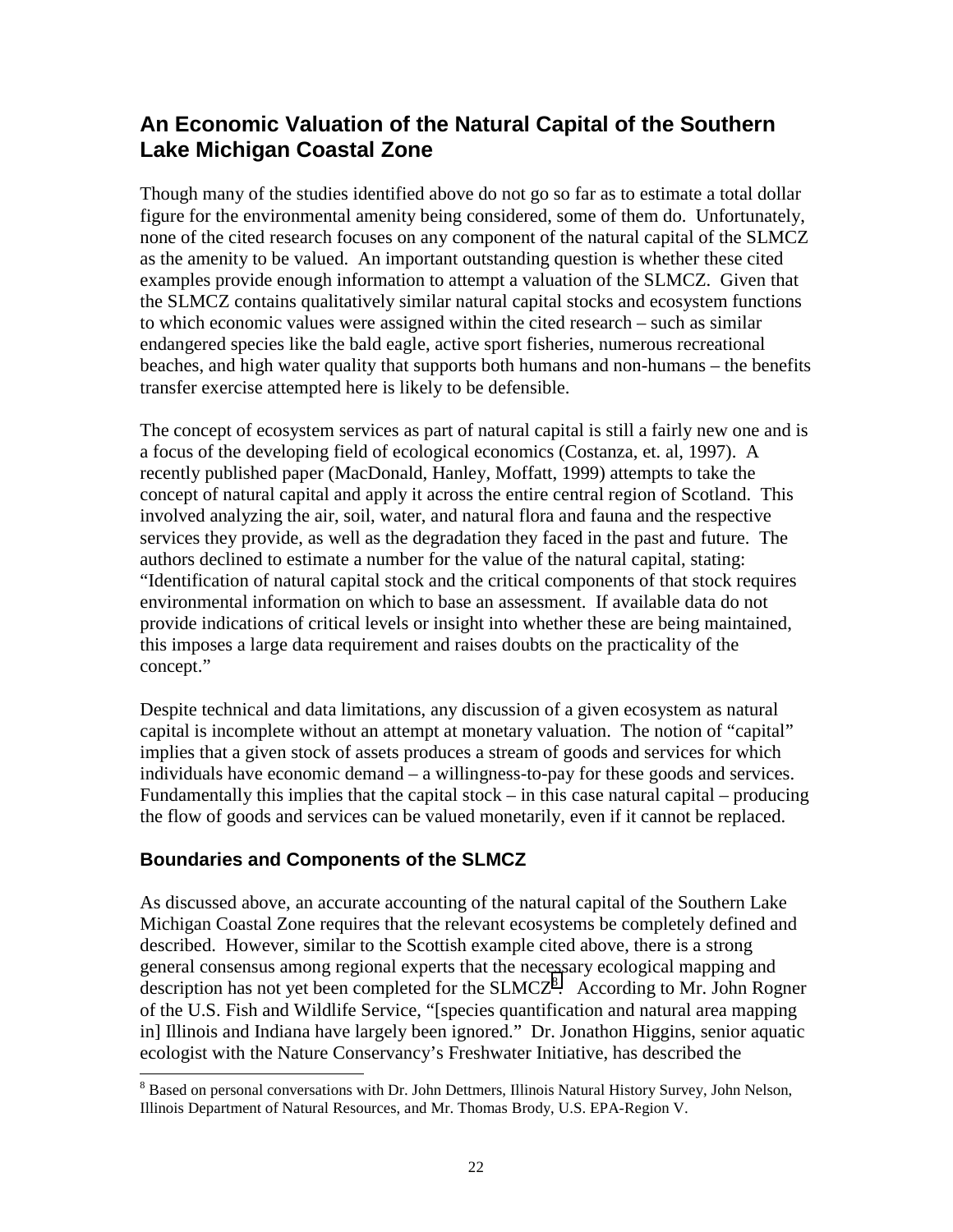## An Economic Valuation of the Natural Capital of the Southern Lake Michigan Coastal Zone

Though many of the studies identified above do not go so far as to estimate a total dollar figure for the environmental amenity being considered, some of them do. Unfortunately, none of the cited research focuses on any component of the natural capital of the SLMCZ as the amenity to be valued. An important outstanding question is whether these cited examples provide enough information to attempt a valuation of the SLMCZ. Given that the SLMCZ contains qualitatively similar natural capital stocks and ecosystem functions to which economic values were assigned within the cited research – such as similar endangered species like the bald eagle, active sport fisheries, numerous recreational beaches, and high water quality that supports both humans and non-humans – the benefits transfer exercise attempted here is likely to be defensible.

The concept of ecosystem services as part of natural capital is still a fairly new one and is a focus of the developing field of ecological economics (Costanza, et. al, 1997). A recently published paper (MacDonald, Hanley, Moffatt, 1999) attempts to take the concept of natural capital and apply it across the entire central region of Scotland. This involved analyzing the air, soil, water, and natural flora and fauna and the respective services they provide, as well as the degradation they faced in the past and future. The authors declined to estimate a number for the value of the natural capital, stating: "Identification of natural capital stock and the critical components of that stock requires environmental information on which to base an assessment. If available data do not provide indications of critical levels or insight into whether these are being maintained, this imposes a large data requirement and raises doubts on the practicality of the concept."

Despite technical and data limitations, any discussion of a given ecosystem as natural capital is incomplete without an attempt at monetary valuation. The notion of "capital" implies that a given stock of assets produces a stream of goods and services for which individuals have economic demand – a willingness-to-pay for these goods and services. Fundamentally this implies that the capital stock – in this case natural capital – producing the flow of goods and services can be valued monetarily, even if it cannot be replaced.

### Boundaries and Components of the SLMCZ

As discussed above, an accurate accounting of the natural capital of the Southern Lake Michigan Coastal Zone requires that the relevant ecosystems be completely defined and described. However, similar to the Scottish example cited above, there is a strong general consensus among regional experts that the necessary ecological mapping and description has not yet been completed for the SLMCZ[8]. According to Mr. John Rogner of the U.S. Fish and Wildlife Service, "[species quantification and natural area mapping in] Illinois and Indiana have largely been ignored." Dr. Jonathon Higgins, senior aquatic ecologist with the Nature Conservancy's Freshwater Initiative, has described the

[8] Based on personal conversations with Dr. John Dettmers, Illinois Natural History Survey, John Nelson, Illinois Department of Natural Resources, and Mr. Thomas Brody, U.S. EPA-Region V.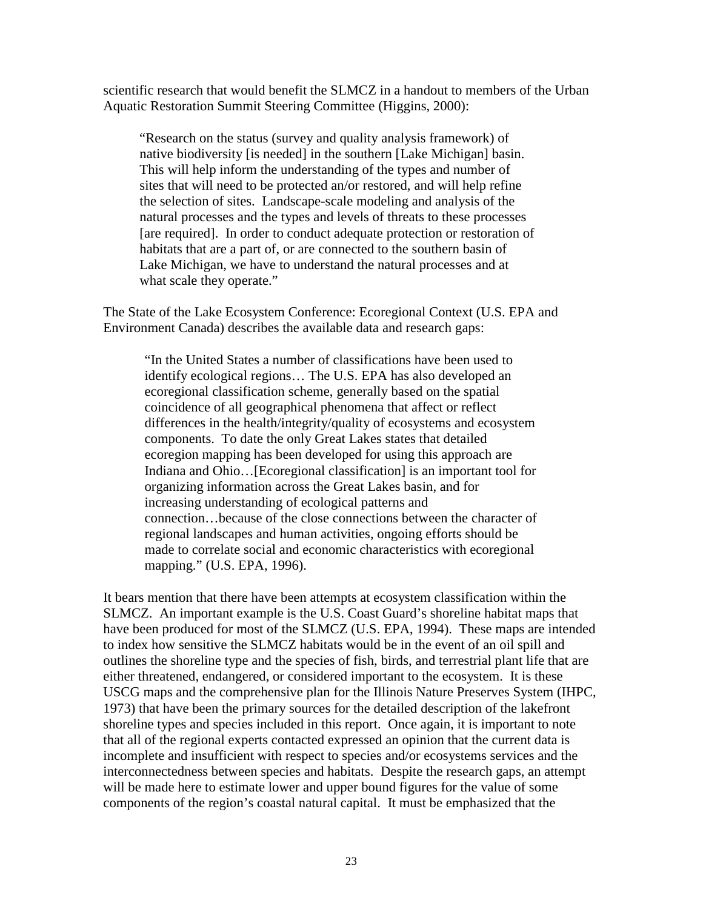scientific research that would benefit the SLMCZ in a handout to members of the Urban Aquatic Restoration Summit Steering Committee (Higgins, 2000):

> "Research on the status (survey and quality analysis framework) of native biodiversity [is needed] in the southern [Lake Michigan] basin. This will help inform the understanding of the types and number of sites that will need to be protected an/or restored, and will help refine the selection of sites. Landscape-scale modeling and analysis of the natural processes and the types and levels of threats to these processes [are required]. In order to conduct adequate protection or restoration of habitats that are a part of, or are connected to the southern basin of Lake Michigan, we have to understand the natural processes and at what scale they operate."

The State of the Lake Ecosystem Conference: Ecoregional Context (U.S. EPA and Environment Canada) describes the available data and research gaps:

> "In the United States a number of classifications have been used to identify ecological regions… The U.S. EPA has also developed an ecoregional classification scheme, generally based on the spatial coincidence of all geographical phenomena that affect or reflect differences in the health/integrity/quality of ecosystems and ecosystem components. To date the only Great Lakes states that detailed ecoregion mapping has been developed for using this approach are Indiana and Ohio…[Ecoregional classification] is an important tool for organizing information across the Great Lakes basin, and for increasing understanding of ecological patterns and connection…because of the close connections between the character of regional landscapes and human activities, ongoing efforts should be made to correlate social and economic characteristics with ecoregional mapping." (U.S. EPA, 1996).

It bears mention that there have been attempts at ecosystem classification within the SLMCZ. An important example is the U.S. Coast Guard's shoreline habitat maps that have been produced for most of the SLMCZ (U.S. EPA, 1994). These maps are intended to index how sensitive the SLMCZ habitats would be in the event of an oil spill and outlines the shoreline type and the species of fish, birds, and terrestrial plant life that are either threatened, endangered, or considered important to the ecosystem. It is these USCG maps and the comprehensive plan for the Illinois Nature Preserves System (IHPC, 1973) that have been the primary sources for the detailed description of the lakefront shoreline types and species included in this report. Once again, it is important to note that all of the regional experts contacted expressed an opinion that the current data is incomplete and insufficient with respect to species and/or ecosystems services and the interconnectedness between species and habitats. Despite the research gaps, an attempt will be made here to estimate lower and upper bound figures for the value of some components of the region's coastal natural capital. It must be emphasized that the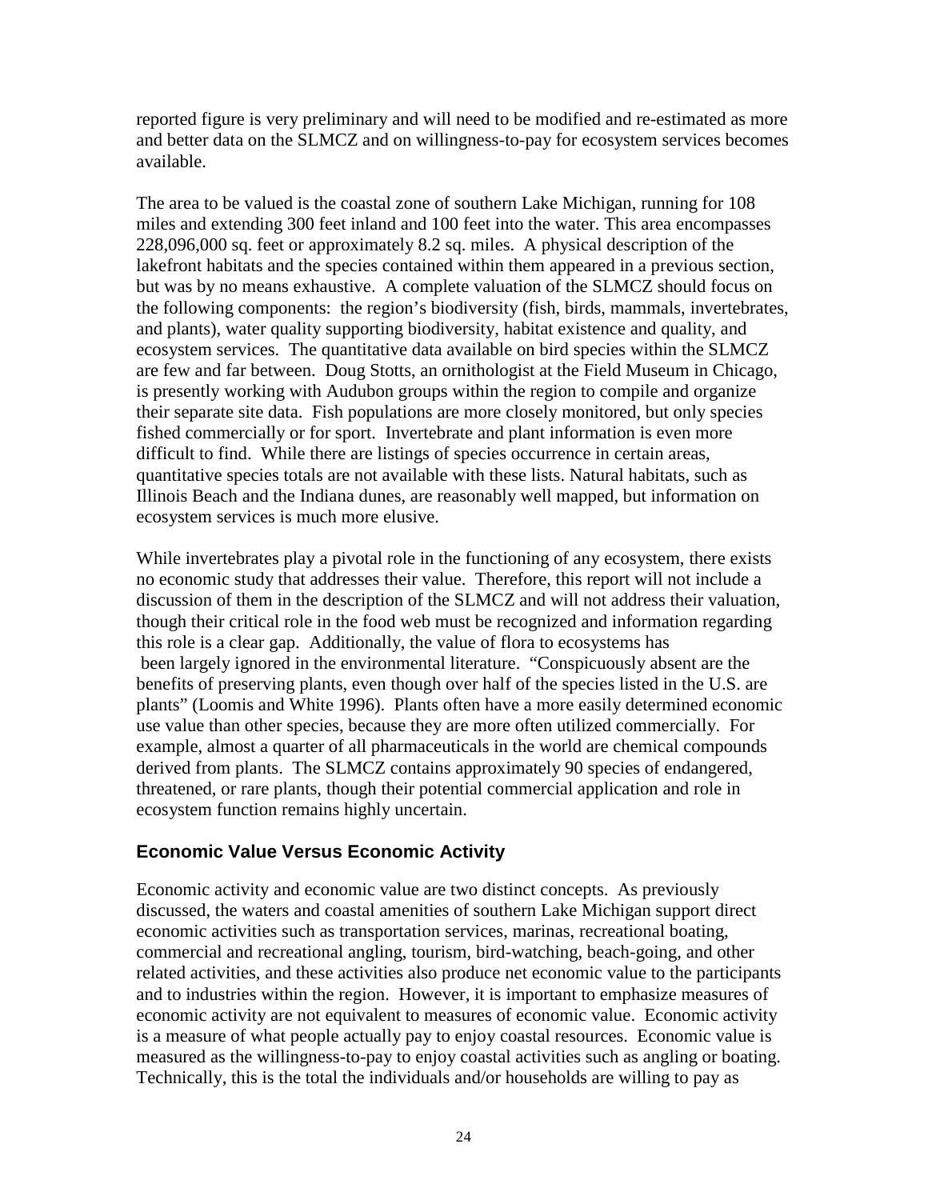reported figure is very preliminary and will need to be modified and re-estimated as more and better data on the SLMCZ and on willingness-to-pay for ecosystem services becomes available.

The area to be valued is the coastal zone of southern Lake Michigan, running for 108 miles and extending 300 feet inland and 100 feet into the water. This area encompasses 228,096,000 sq. feet or approximately 8.2 sq. miles. A physical description of the lakefront habitats and the species contained within them appeared in a previous section, but was by no means exhaustive. A complete valuation of the SLMCZ should focus on the following components: the region's biodiversity (fish, birds, mammals, invertebrates, and plants), water quality supporting biodiversity, habitat existence and quality, and ecosystem services. The quantitative data available on bird species within the SLMCZ are few and far between. Doug Stotts, an ornithologist at the Field Museum in Chicago, is presently working with Audubon groups within the region to compile and organize their separate site data. Fish populations are more closely monitored, but only species fished commercially or for sport. Invertebrate and plant information is even more difficult to find. While there are listings of species occurrence in certain areas, quantitative species totals are not available with these lists. Natural habitats, such as Illinois Beach and the Indiana dunes, are reasonably well mapped, but information on ecosystem services is much more elusive.

While invertebrates play a pivotal role in the functioning of any ecosystem, there exists no economic study that addresses their value. Therefore, this report will not include a discussion of them in the description of the SLMCZ and will not address their valuation, though their critical role in the food web must be recognized and information regarding this role is a clear gap. Additionally, the value of flora to ecosystems has been largely ignored in the environmental literature. "Conspicuously absent are the benefits of preserving plants, even though over half of the species listed in the U.S. are plants" (Loomis and White 1996). Plants often have a more easily determined economic use value than other species, because they are more often utilized commercially. For example, almost a quarter of all pharmaceuticals in the world are chemical compounds derived from plants. The SLMCZ contains approximately 90 species of endangered, threatened, or rare plants, though their potential commercial application and role in ecosystem function remains highly uncertain.

## Economic Value Versus Economic Activity

Economic activity and economic value are two distinct concepts. As previously discussed, the waters and coastal amenities of southern Lake Michigan support direct economic activities such as transportation services, marinas, recreational boating, commercial and recreational angling, tourism, bird-watching, beach-going, and other related activities, and these activities also produce net economic value to the participants and to industries within the region. However, it is important to emphasize measures of economic activity are not equivalent to measures of economic value. Economic activity is a measure of what people actually pay to enjoy coastal resources. Economic value is measured as the willingness-to-pay to enjoy coastal activities such as angling or boating. Technically, this is the total the individuals and/or households are willing to pay as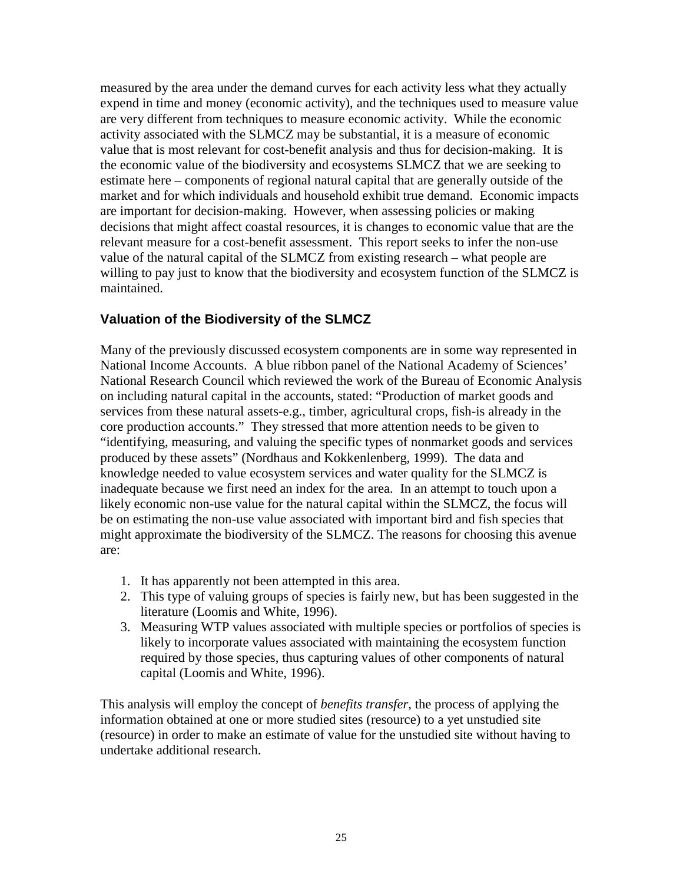measured by the area under the demand curves for each activity less what they actually expend in time and money (economic activity), and the techniques used to measure value are very different from techniques to measure economic activity. While the economic activity associated with the SLMCZ may be substantial, it is a measure of economic value that is most relevant for cost-benefit analysis and thus for decision-making. It is the economic value of the biodiversity and ecosystems SLMCZ that we are seeking to estimate here – components of regional natural capital that are generally outside of the market and for which individuals and household exhibit true demand. Economic impacts are important for decision-making. However, when assessing policies or making decisions that might affect coastal resources, it is changes to economic value that are the relevant measure for a cost-benefit assessment. This report seeks to infer the non-use value of the natural capital of the SLMCZ from existing research – what people are willing to pay just to know that the biodiversity and ecosystem function of the SLMCZ is maintained.

### Valuation of the Biodiversity of the SLMCZ

Many of the previously discussed ecosystem components are in some way represented in National Income Accounts. A blue ribbon panel of the National Academy of Sciences' National Research Council which reviewed the work of the Bureau of Economic Analysis on including natural capital in the accounts, stated: "Production of market goods and services from these natural assets-e.g., timber, agricultural crops, fish-is already in the core production accounts." They stressed that more attention needs to be given to "identifying, measuring, and valuing the specific types of nonmarket goods and services produced by these assets" (Nordhaus and Kokkenlenberg, 1999). The data and knowledge needed to value ecosystem services and water quality for the SLMCZ is inadequate because we first need an index for the area. In an attempt to touch upon a likely economic non-use value for the natural capital within the SLMCZ, the focus will be on estimating the non-use value associated with important bird and fish species that might approximate the biodiversity of the SLMCZ. The reasons for choosing this avenue are:

1. It has apparently not been attempted in this area.
2. This type of valuing groups of species is fairly new, but has been suggested in the literature (Loomis and White, 1996).
3. Measuring WTP values associated with multiple species or portfolios of species is likely to incorporate values associated with maintaining the ecosystem function required by those species, thus capturing values of other components of natural capital (Loomis and White, 1996).

This analysis will employ the concept of *benefits transfer*, the process of applying the information obtained at one or more studied sites (resource) to a yet unstudied site (resource) in order to make an estimate of value for the unstudied site without having to undertake additional research.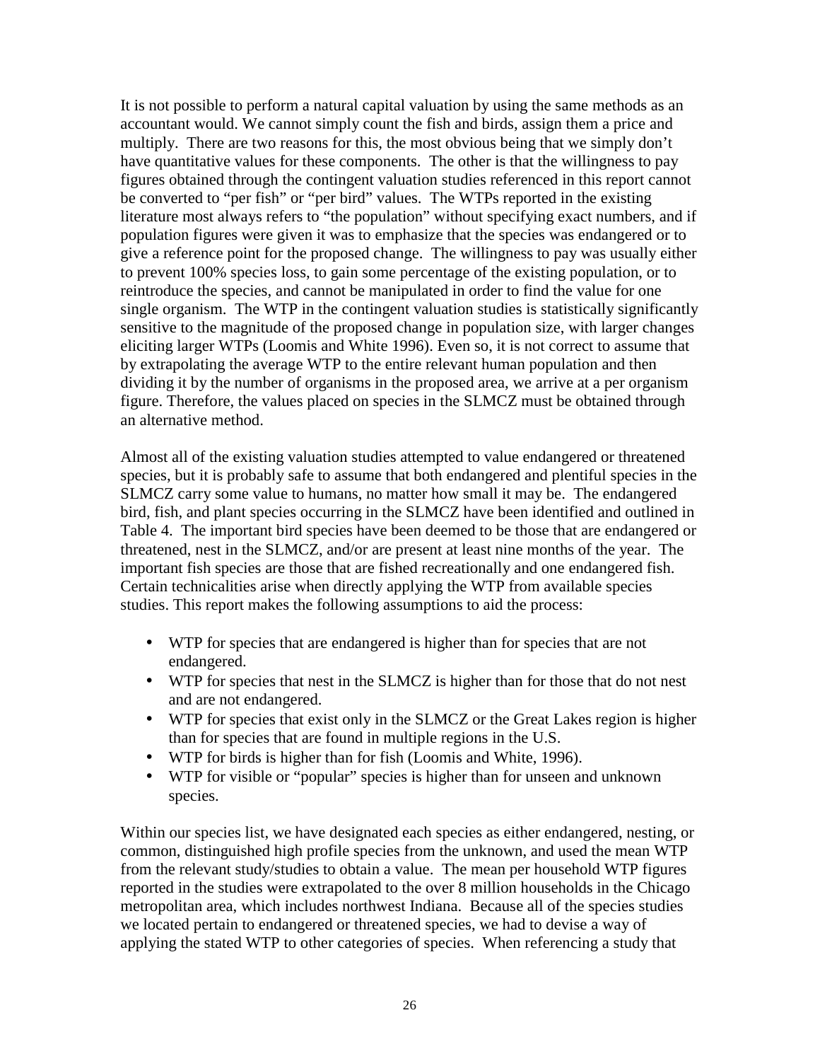It is not possible to perform a natural capital valuation by using the same methods as an accountant would. We cannot simply count the fish and birds, assign them a price and multiply. There are two reasons for this, the most obvious being that we simply don't have quantitative values for these components. The other is that the willingness to pay figures obtained through the contingent valuation studies referenced in this report cannot be converted to "per fish" or "per bird" values. The WTPs reported in the existing literature most always refers to "the population" without specifying exact numbers, and if population figures were given it was to emphasize that the species was endangered or to give a reference point for the proposed change. The willingness to pay was usually either to prevent 100% species loss, to gain some percentage of the existing population, or to reintroduce the species, and cannot be manipulated in order to find the value for one single organism. The WTP in the contingent valuation studies is statistically significantly sensitive to the magnitude of the proposed change in population size, with larger changes eliciting larger WTPs (Loomis and White 1996). Even so, it is not correct to assume that by extrapolating the average WTP to the entire relevant human population and then dividing it by the number of organisms in the proposed area, we arrive at a per organism figure. Therefore, the values placed on species in the SLMCZ must be obtained through an alternative method.

Almost all of the existing valuation studies attempted to value endangered or threatened species, but it is probably safe to assume that both endangered and plentiful species in the SLMCZ carry some value to humans, no matter how small it may be. The endangered bird, fish, and plant species occurring in the SLMCZ have been identified and outlined in Table 4. The important bird species have been deemed to be those that are endangered or threatened, nest in the SLMCZ, and/or are present at least nine months of the year. The important fish species are those that are fished recreationally and one endangered fish. Certain technicalities arise when directly applying the WTP from available species studies. This report makes the following assumptions to aid the process:

- WTP for species that are endangered is higher than for species that are not endangered.
- WTP for species that nest in the SLMCZ is higher than for those that do not nest and are not endangered.
- WTP for species that exist only in the SLMCZ or the Great Lakes region is higher than for species that are found in multiple regions in the U.S.
- WTP for birds is higher than for fish (Loomis and White, 1996).
- WTP for visible or "popular" species is higher than for unseen and unknown species.

Within our species list, we have designated each species as either endangered, nesting, or common, distinguished high profile species from the unknown, and used the mean WTP from the relevant study/studies to obtain a value. The mean per household WTP figures reported in the studies were extrapolated to the over 8 million households in the Chicago metropolitan area, which includes northwest Indiana. Because all of the species studies we located pertain to endangered or threatened species, we had to devise a way of applying the stated WTP to other categories of species. When referencing a study that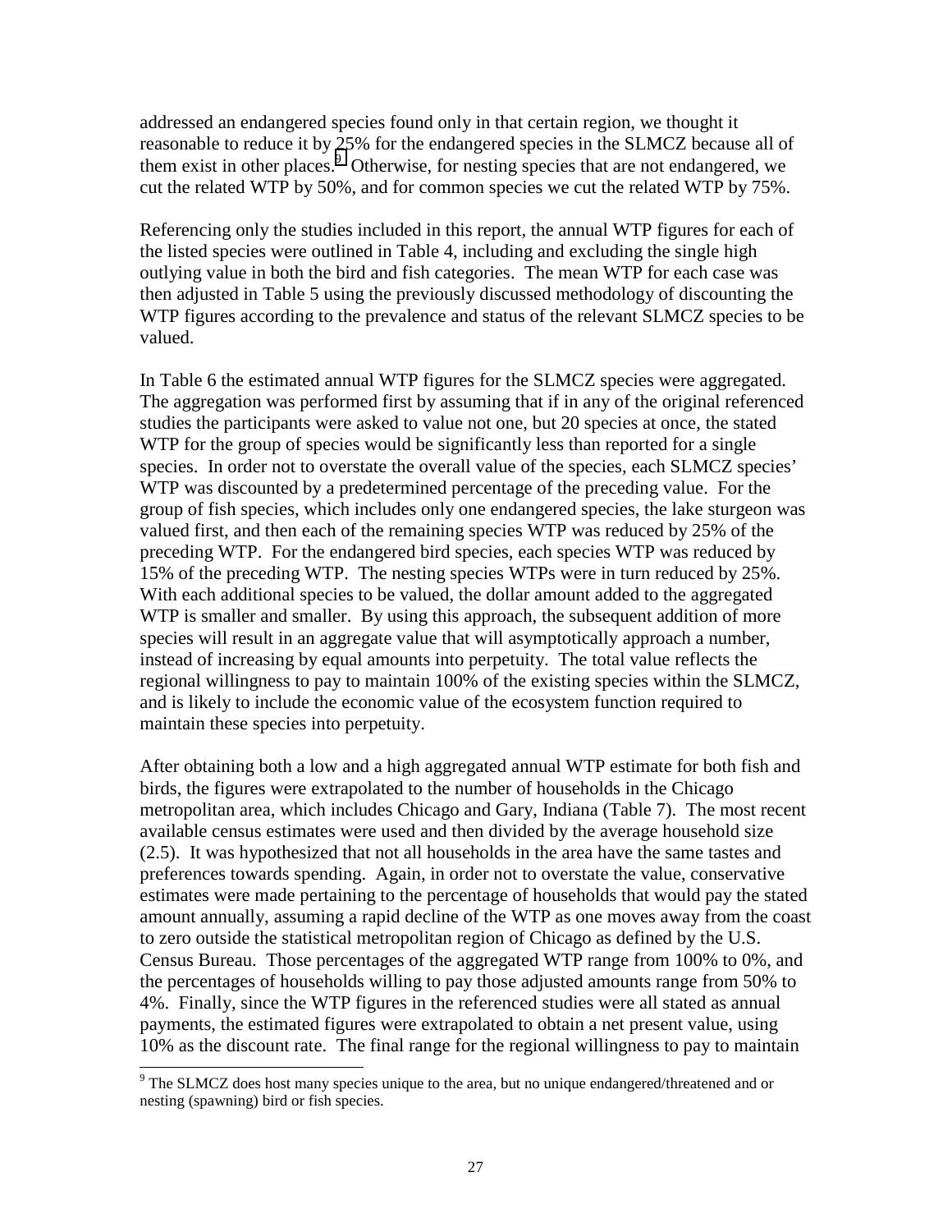addressed an endangered species found only in that certain region, we thought it reasonable to reduce it by 25% for the endangered species in the SLMCZ because all of them exist in other places.[9] Otherwise, for nesting species that are not endangered, we cut the related WTP by 50%, and for common species we cut the related WTP by 75%.

Referencing only the studies included in this report, the annual WTP figures for each of the listed species were outlined in Table 4, including and excluding the single high outlying value in both the bird and fish categories. The mean WTP for each case was then adjusted in Table 5 using the previously discussed methodology of discounting the WTP figures according to the prevalence and status of the relevant SLMCZ species to be valued.

In Table 6 the estimated annual WTP figures for the SLMCZ species were aggregated. The aggregation was performed first by assuming that if in any of the original referenced studies the participants were asked to value not one, but 20 species at once, the stated WTP for the group of species would be significantly less than reported for a single species. In order not to overstate the overall value of the species, each SLMCZ species' WTP was discounted by a predetermined percentage of the preceding value. For the group of fish species, which includes only one endangered species, the lake sturgeon was valued first, and then each of the remaining species WTP was reduced by 25% of the preceding WTP. For the endangered bird species, each species WTP was reduced by 15% of the preceding WTP. The nesting species WTPs were in turn reduced by 25%. With each additional species to be valued, the dollar amount added to the aggregated WTP is smaller and smaller. By using this approach, the subsequent addition of more species will result in an aggregate value that will asymptotically approach a number, instead of increasing by equal amounts into perpetuity. The total value reflects the regional willingness to pay to maintain 100% of the existing species within the SLMCZ, and is likely to include the economic value of the ecosystem function required to maintain these species into perpetuity.

After obtaining both a low and a high aggregated annual WTP estimate for both fish and birds, the figures were extrapolated to the number of households in the Chicago metropolitan area, which includes Chicago and Gary, Indiana (Table 7). The most recent available census estimates were used and then divided by the average household size (2.5). It was hypothesized that not all households in the area have the same tastes and preferences towards spending. Again, in order not to overstate the value, conservative estimates were made pertaining to the percentage of households that would pay the stated amount annually, assuming a rapid decline of the WTP as one moves away from the coast to zero outside the statistical metropolitan region of Chicago as defined by the U.S. Census Bureau. Those percentages of the aggregated WTP range from 100% to 0%, and the percentages of households willing to pay those adjusted amounts range from 50% to 4%. Finally, since the WTP figures in the referenced studies were all stated as annual payments, the estimated figures were extrapolated to obtain a net present value, using 10% as the discount rate. The final range for the regional willingness to pay to maintain

[9] The SLMCZ does host many species unique to the area, but no unique endangered/threatened and or nesting (spawning) bird or fish species.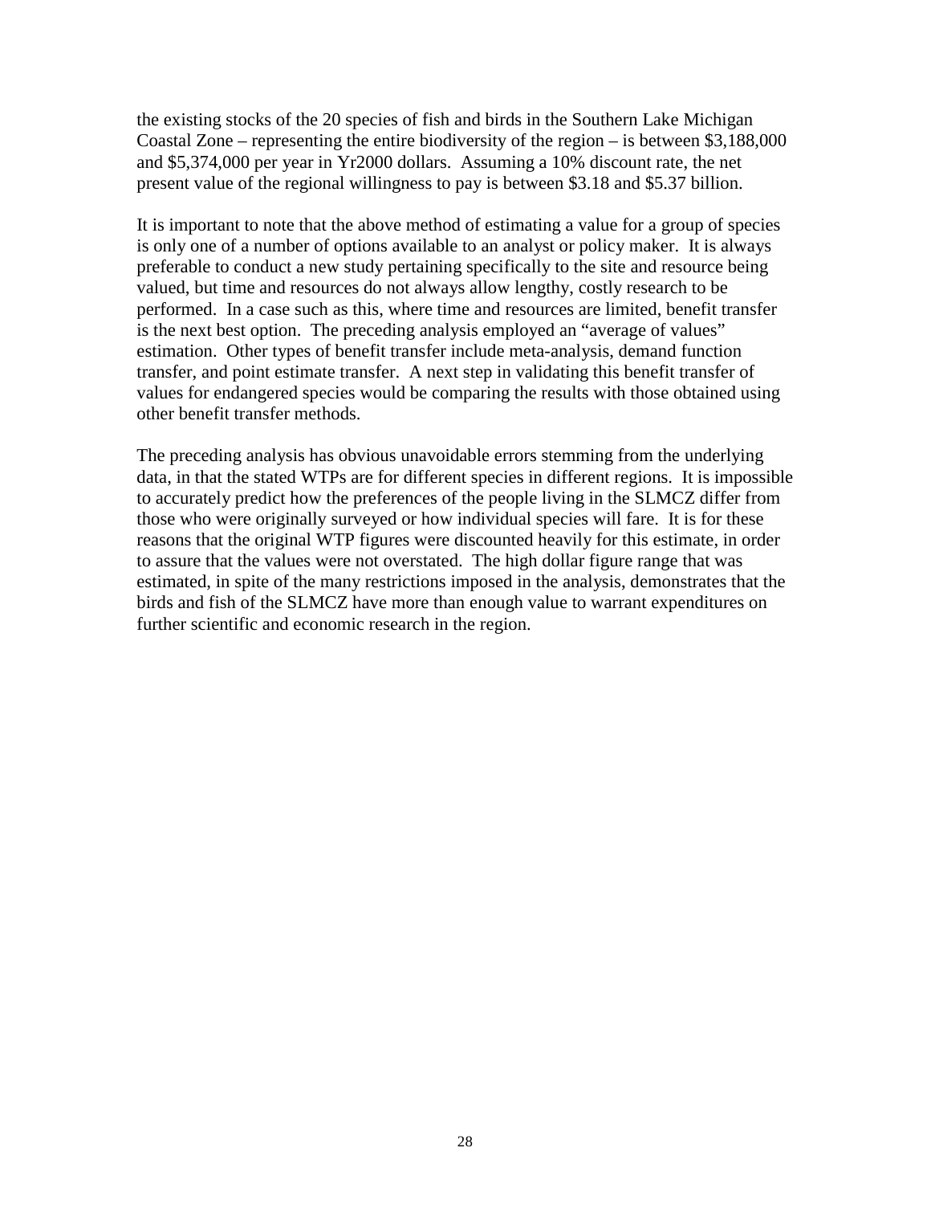the existing stocks of the 20 species of fish and birds in the Southern Lake Michigan Coastal Zone – representing the entire biodiversity of the region – is between $3,188,000 and $5,374,000 per year in Yr2000 dollars. Assuming a 10% discount rate, the net present value of the regional willingness to pay is between $3.18 and $5.37 billion.

It is important to note that the above method of estimating a value for a group of species is only one of a number of options available to an analyst or policy maker. It is always preferable to conduct a new study pertaining specifically to the site and resource being valued, but time and resources do not always allow lengthy, costly research to be performed. In a case such as this, where time and resources are limited, benefit transfer is the next best option. The preceding analysis employed an "average of values" estimation. Other types of benefit transfer include meta-analysis, demand function transfer, and point estimate transfer. A next step in validating this benefit transfer of values for endangered species would be comparing the results with those obtained using other benefit transfer methods.

The preceding analysis has obvious unavoidable errors stemming from the underlying data, in that the stated WTPs are for different species in different regions. It is impossible to accurately predict how the preferences of the people living in the SLMCZ differ from those who were originally surveyed or how individual species will fare. It is for these reasons that the original WTP figures were discounted heavily for this estimate, in order to assure that the values were not overstated. The high dollar figure range that was estimated, in spite of the many restrictions imposed in the analysis, demonstrates that the birds and fish of the SLMCZ have more than enough value to warrant expenditures on further scientific and economic research in the region.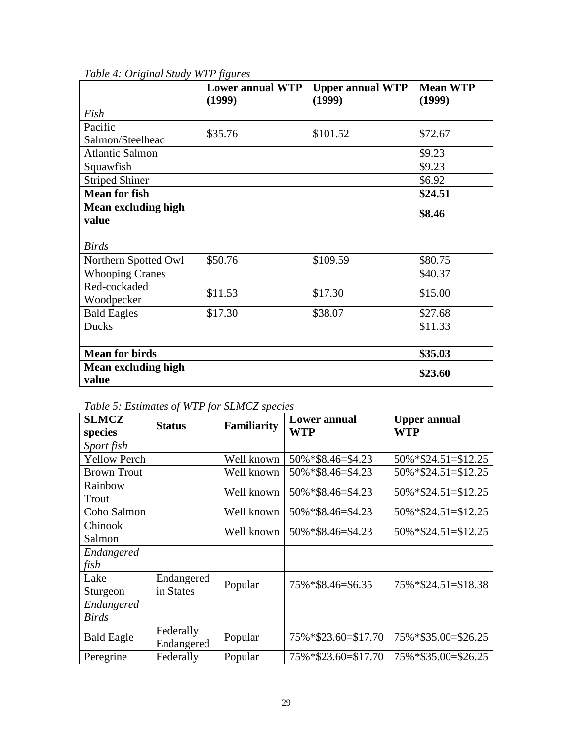*Table 4: Original Study WTP figures*

| | Lower annual WTP (1999) | Upper annual WTP (1999) | Mean WTP (1999) |
|---|---|---|---|
| *Fish* | | | |
| Pacific Salmon/Steelhead | $35.76 | $101.52 | $72.67 |
| Atlantic Salmon | | | $9.23 |
| Squawfish | | | $9.23 |
| Striped Shiner | | | $6.92 |
| **Mean for fish** | | | **$24.51** |
| **Mean excluding high value** | | | **$8.46** |
| | | | |
| *Birds* | | | |
| Northern Spotted Owl | $50.76 | $109.59 | $80.75 |
| Whooping Cranes | | | $40.37 |
| Red-cockaded Woodpecker | $11.53 | $17.30 | $15.00 |
| Bald Eagles | $17.30 | $38.07 | $27.68 |
| Ducks | | | $11.33 |
| | | | |
| **Mean for birds** | | | **$35.03** |
| **Mean excluding high value** | | | **$23.60** |

*Table 5: Estimates of WTP for SLMCZ species*

| SLMCZ species | Status | Familiarity | Lower annual WTP | Upper annual WTP |
|---|---|---|---|---|
| *Sport fish* | | | | |
| Yellow Perch | | Well known | 50%*$8.46=$4.23 | 50%*$24.51=$12.25 |
| Brown Trout | | Well known | 50%*$8.46=$4.23 | 50%*$24.51=$12.25 |
| Rainbow Trout | | Well known | 50%*$8.46=$4.23 | 50%*$24.51=$12.25 |
| Coho Salmon | | Well known | 50%*$8.46=$4.23 | 50%*$24.51=$12.25 |
| Chinook Salmon | | Well known | 50%*$8.46=$4.23 | 50%*$24.51=$12.25 |
| *Endangered fish* | | | | |
| Lake Sturgeon | Endangered in States | Popular | 75%*$8.46=$6.35 | 75%*$24.51=$18.38 |
| *Endangered Birds* | | | | |
| Bald Eagle | Federally Endangered | Popular | 75%*$23.60=$17.70 | 75%*$35.00=$26.25 |
| Peregrine | Federally | Popular | 75%*$23.60=$17.70 | 75%*$35.00=$26.25 |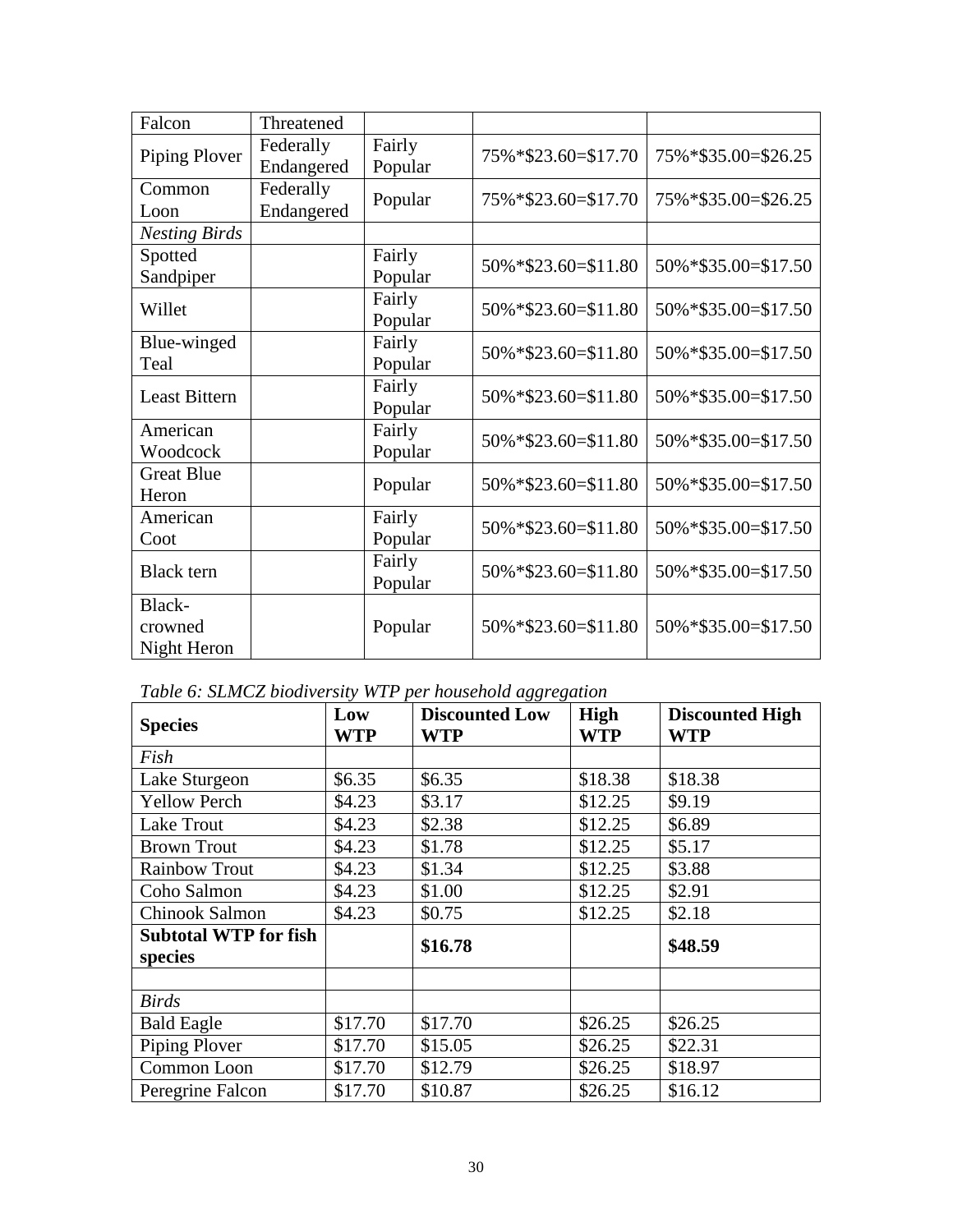| | | | | |
|---|---|---|---|---|
| Falcon | Threatened | | | |
| Piping Plover | Federally Endangered | Fairly Popular | 75%*$23.60=$17.70 | 75%*$35.00=$26.25 |
| Common Loon | Federally Endangered | Popular | 75%*$23.60=$17.70 | 75%*$35.00=$26.25 |
| *Nesting Birds* | | | | |
| Spotted Sandpiper | | Fairly Popular | 50%*$23.60=$11.80 | 50%*$35.00=$17.50 |
| Willet | | Fairly Popular | 50%*$23.60=$11.80 | 50%*$35.00=$17.50 |
| Blue-winged Teal | | Fairly Popular | 50%*$23.60=$11.80 | 50%*$35.00=$17.50 |
| Least Bittern | | Fairly Popular | 50%*$23.60=$11.80 | 50%*$35.00=$17.50 |
| American Woodcock | | Fairly Popular | 50%*$23.60=$11.80 | 50%*$35.00=$17.50 |
| Great Blue Heron | | Popular | 50%*$23.60=$11.80 | 50%*$35.00=$17.50 |
| American Coot | | Fairly Popular | 50%*$23.60=$11.80 | 50%*$35.00=$17.50 |
| Black tern | | Fairly Popular | 50%*$23.60=$11.80 | 50%*$35.00=$17.50 |
| Black-crowned Night Heron | | Popular | 50%*$23.60=$11.80 | 50%*$35.00=$17.50 |

*Table 6: SLMCZ biodiversity WTP per household aggregation*

| Species | Low WTP | Discounted Low WTP | High WTP | Discounted High WTP |
|---|---|---|---|---|
| *Fish* | | | | |
| Lake Sturgeon | $6.35 | $6.35 | $18.38 | $18.38 |
| Yellow Perch | $4.23 | $3.17 | $12.25 | $9.19 |
| Lake Trout | $4.23 | $2.38 | $12.25 | $6.89 |
| Brown Trout | $4.23 | $1.78 | $12.25 | $5.17 |
| Rainbow Trout | $4.23 | $1.34 | $12.25 | $3.88 |
| Coho Salmon | $4.23 | $1.00 | $12.25 | $2.91 |
| Chinook Salmon | $4.23 | $0.75 | $12.25 | $2.18 |
| **Subtotal WTP for fish species** | | **$16.78** | | **$48.59** |
| | | | | |
| *Birds* | | | | |
| Bald Eagle | $17.70 | $17.70 | $26.25 | $26.25 |
| Piping Plover | $17.70 | $15.05 | $26.25 | $22.31 |
| Common Loon | $17.70 | $12.79 | $26.25 | $18.97 |
| Peregrine Falcon | $17.70 | $10.87 | $26.25 | $16.12 |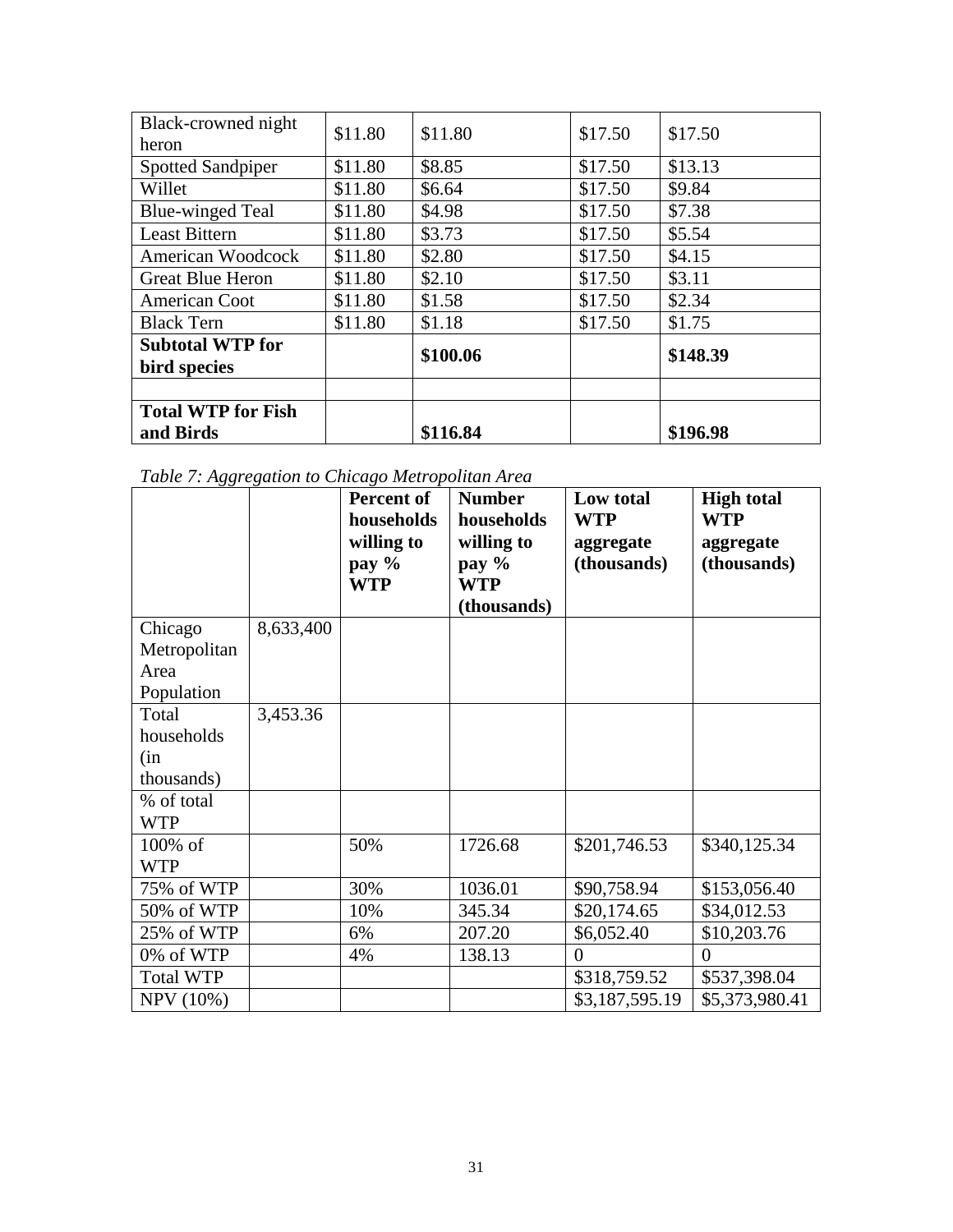| | | | | |
|---|---|---|---|---|
| Black-crowned night heron | $11.80 | $11.80 | $17.50 | $17.50 |
| Spotted Sandpiper | $11.80 | $8.85 | $17.50 | $13.13 |
| Willet | $11.80 | $6.64 | $17.50 | $9.84 |
| Blue-winged Teal | $11.80 | $4.98 | $17.50 | $7.38 |
| Least Bittern | $11.80 | $3.73 | $17.50 | $5.54 |
| American Woodcock | $11.80 | $2.80 | $17.50 | $4.15 |
| Great Blue Heron | $11.80 | $2.10 | $17.50 | $3.11 |
| American Coot | $11.80 | $1.58 | $17.50 | $2.34 |
| Black Tern | $11.80 | $1.18 | $17.50 | $1.75 |
| **Subtotal WTP for bird species** | | **$100.06** | | **$148.39** |
| | | | | |
| **Total WTP for Fish and Birds** | | **$116.84** | | **$196.98** |

*Table 7: Aggregation to Chicago Metropolitan Area*

| | | **Percent of households willing to pay % WTP** | **Number households willing to pay % WTP (thousands)** | **Low total WTP aggregate (thousands)** | **High total WTP aggregate (thousands)** |
|---|---|---|---|---|---|
| Chicago Metropolitan Area Population | 8,633,400 | | | | |
| Total households (in thousands) | 3,453.36 | | | | |
| % of total WTP | | | | | |
| 100% of WTP | | 50% | 1726.68 | $201,746.53 | $340,125.34 |
| 75% of WTP | | 30% | 1036.01 | $90,758.94 | $153,056.40 |
| 50% of WTP | | 10% | 345.34 | $20,174.65 | $34,012.53 |
| 25% of WTP | | 6% | 207.20 | $6,052.40 | $10,203.76 |
| 0% of WTP | | 4% | 138.13 | 0 | 0 |
| Total WTP | | | | $318,759.52 | $537,398.04 |
| NPV (10%) | | | | $3,187,595.19 | $5,373,980.41 |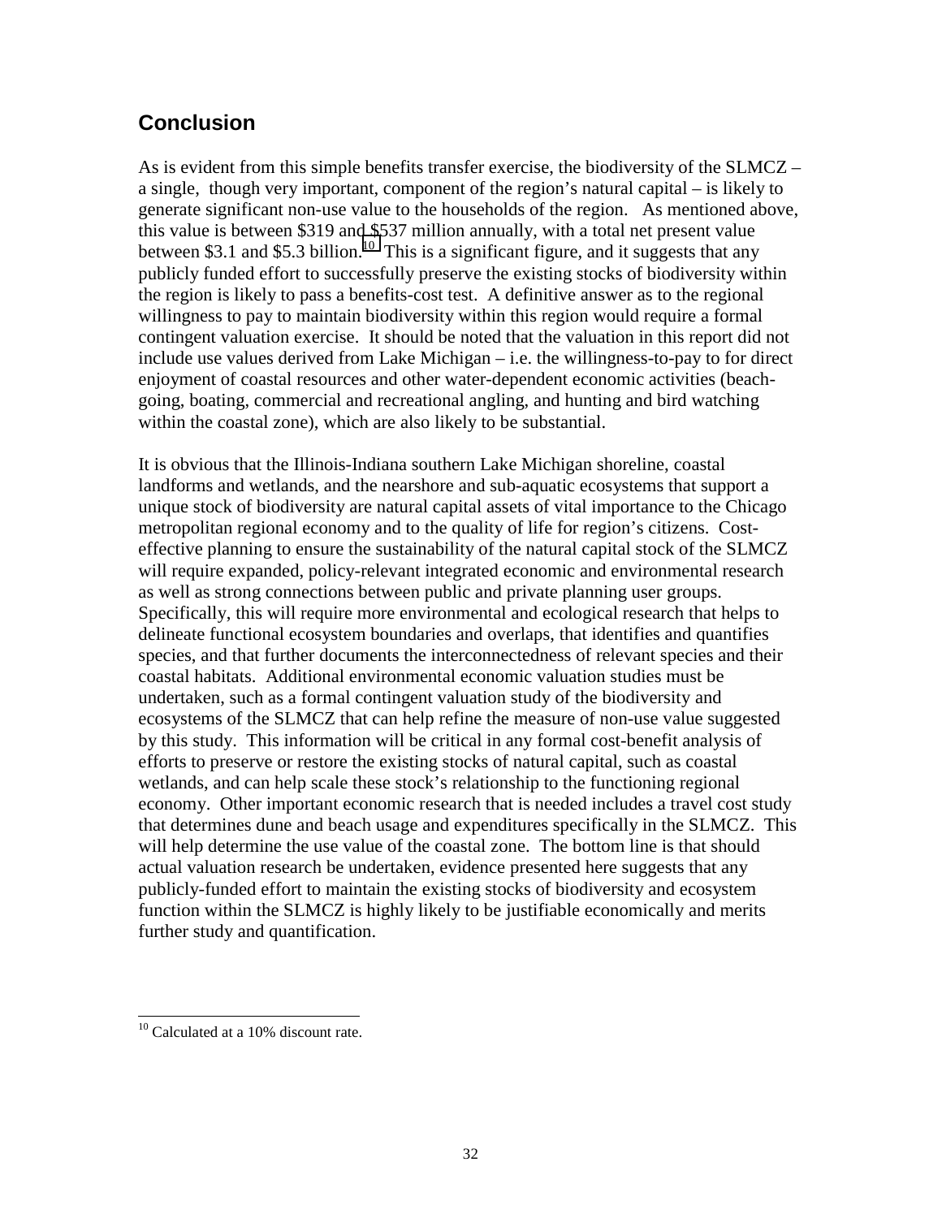## Conclusion

As is evident from this simple benefits transfer exercise, the biodiversity of the SLMCZ – a single, though very important, component of the region's natural capital – is likely to generate significant non-use value to the households of the region. As mentioned above, this value is between $319 and $537 million annually, with a total net present value between $3.1 and $5.3 billion.[10] This is a significant figure, and it suggests that any publicly funded effort to successfully preserve the existing stocks of biodiversity within the region is likely to pass a benefits-cost test. A definitive answer as to the regional willingness to pay to maintain biodiversity within this region would require a formal contingent valuation exercise. It should be noted that the valuation in this report did not include use values derived from Lake Michigan – i.e. the willingness-to-pay to for direct enjoyment of coastal resources and other water-dependent economic activities (beach-going, boating, commercial and recreational angling, and hunting and bird watching within the coastal zone), which are also likely to be substantial.

It is obvious that the Illinois-Indiana southern Lake Michigan shoreline, coastal landforms and wetlands, and the nearshore and sub-aquatic ecosystems that support a unique stock of biodiversity are natural capital assets of vital importance to the Chicago metropolitan regional economy and to the quality of life for region's citizens. Cost-effective planning to ensure the sustainability of the natural capital stock of the SLMCZ will require expanded, policy-relevant integrated economic and environmental research as well as strong connections between public and private planning user groups. Specifically, this will require more environmental and ecological research that helps to delineate functional ecosystem boundaries and overlaps, that identifies and quantifies species, and that further documents the interconnectedness of relevant species and their coastal habitats. Additional environmental economic valuation studies must be undertaken, such as a formal contingent valuation study of the biodiversity and ecosystems of the SLMCZ that can help refine the measure of non-use value suggested by this study. This information will be critical in any formal cost-benefit analysis of efforts to preserve or restore the existing stocks of natural capital, such as coastal wetlands, and can help scale these stock's relationship to the functioning regional economy. Other important economic research that is needed includes a travel cost study that determines dune and beach usage and expenditures specifically in the SLMCZ. This will help determine the use value of the coastal zone. The bottom line is that should actual valuation research be undertaken, evidence presented here suggests that any publicly-funded effort to maintain the existing stocks of biodiversity and ecosystem function within the SLMCZ is highly likely to be justifiable economically and merits further study and quantification.

---

[10] Calculated at a 10% discount rate.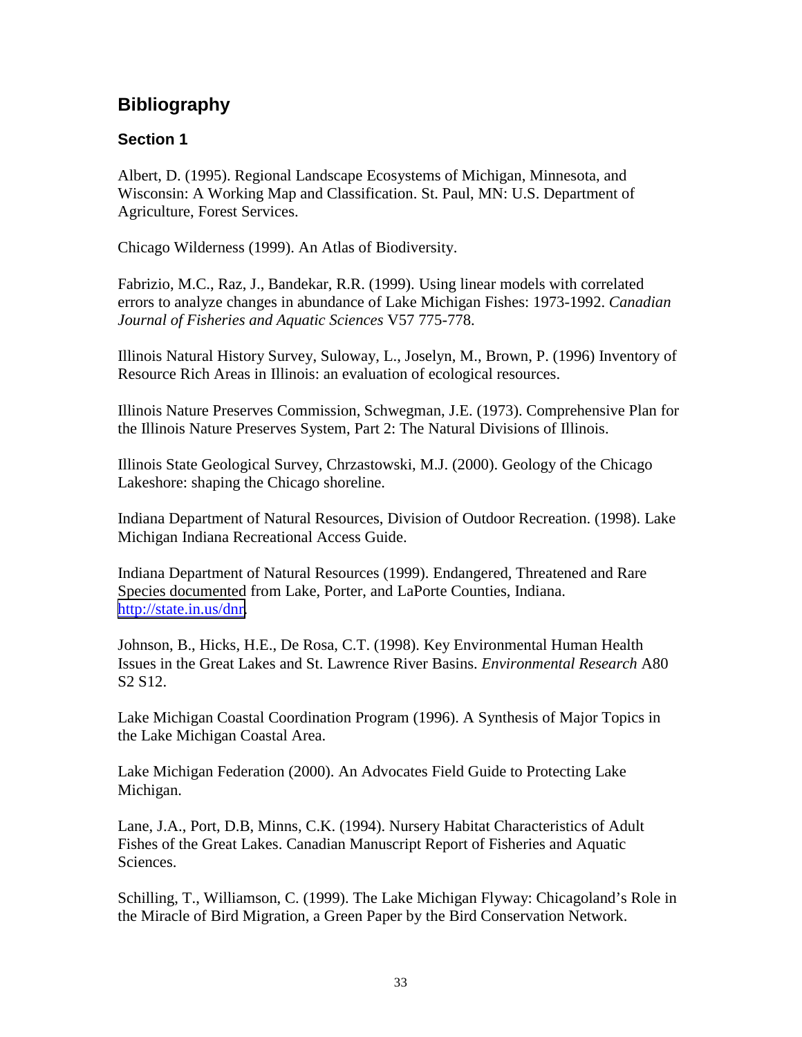## Bibliography

### Section 1

Albert, D. (1995). Regional Landscape Ecosystems of Michigan, Minnesota, and Wisconsin: A Working Map and Classification. St. Paul, MN: U.S. Department of Agriculture, Forest Services.

Chicago Wilderness (1999). An Atlas of Biodiversity.

Fabrizio, M.C., Raz, J., Bandekar, R.R. (1999). Using linear models with correlated errors to analyze changes in abundance of Lake Michigan Fishes: 1973-1992. *Canadian Journal of Fisheries and Aquatic Sciences* V57 775-778.

Illinois Natural History Survey, Suloway, L., Joselyn, M., Brown, P. (1996) Inventory of Resource Rich Areas in Illinois: an evaluation of ecological resources.

Illinois Nature Preserves Commission, Schwegman, J.E. (1973). Comprehensive Plan for the Illinois Nature Preserves System, Part 2: The Natural Divisions of Illinois.

Illinois State Geological Survey, Chrzastowski, M.J. (2000). Geology of the Chicago Lakeshore: shaping the Chicago shoreline.

Indiana Department of Natural Resources, Division of Outdoor Recreation. (1998). Lake Michigan Indiana Recreational Access Guide.

Indiana Department of Natural Resources (1999). Endangered, Threatened and Rare Species documented from Lake, Porter, and LaPorte Counties, Indiana. http://state.in.us/dnr.

Johnson, B., Hicks, H.E., De Rosa, C.T. (1998). Key Environmental Human Health Issues in the Great Lakes and St. Lawrence River Basins. *Environmental Research* A80 S2 S12.

Lake Michigan Coastal Coordination Program (1996). A Synthesis of Major Topics in the Lake Michigan Coastal Area.

Lake Michigan Federation (2000). An Advocates Field Guide to Protecting Lake Michigan.

Lane, J.A., Port, D.B, Minns, C.K. (1994). Nursery Habitat Characteristics of Adult Fishes of the Great Lakes. Canadian Manuscript Report of Fisheries and Aquatic Sciences.

Schilling, T., Williamson, C. (1999). The Lake Michigan Flyway: Chicagoland's Role in the Miracle of Bird Migration, a Green Paper by the Bird Conservation Network.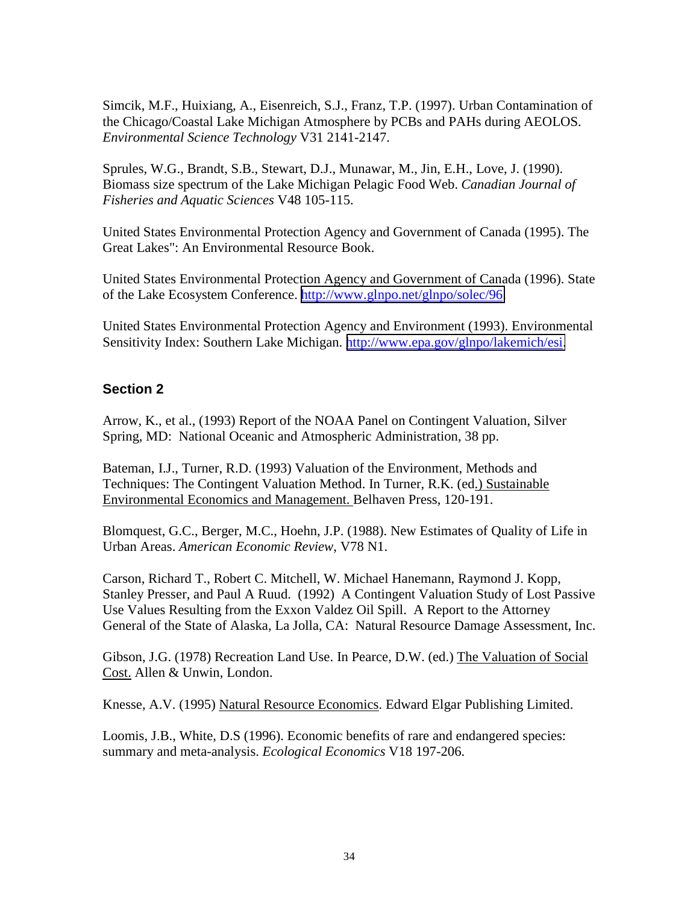Simcik, M.F., Huixiang, A., Eisenreich, S.J., Franz, T.P. (1997). Urban Contamination of the Chicago/Coastal Lake Michigan Atmosphere by PCBs and PAHs during AEOLOS. *Environmental Science Technology* V31 2141-2147.

Sprules, W.G., Brandt, S.B., Stewart, D.J., Munawar, M., Jin, E.H., Love, J. (1990). Biomass size spectrum of the Lake Michigan Pelagic Food Web. *Canadian Journal of Fisheries and Aquatic Sciences* V48 105-115.

United States Environmental Protection Agency and Government of Canada (1995). The Great Lakes": An Environmental Resource Book.

United States Environmental Protection Agency and Government of Canada (1996). State of the Lake Ecosystem Conference. http://www.glnpo.net/glnpo/solec/96

United States Environmental Protection Agency and Environment (1993). Environmental Sensitivity Index: Southern Lake Michigan. http://www.epa.gov/glnpo/lakemich/esi

### Section 2

Arrow, K., et al., (1993) Report of the NOAA Panel on Contingent Valuation, Silver Spring, MD: National Oceanic and Atmospheric Administration, 38 pp.

Bateman, I.J., Turner, R.D. (1993) Valuation of the Environment, Methods and Techniques: The Contingent Valuation Method. In Turner, R.K. (ed.) Sustainable Environmental Economics and Management. Belhaven Press, 120-191.

Blomquest, G.C., Berger, M.C., Hoehn, J.P. (1988). New Estimates of Quality of Life in Urban Areas. *American Economic Review*, V78 N1.

Carson, Richard T., Robert C. Mitchell, W. Michael Hanemann, Raymond J. Kopp, Stanley Presser, and Paul A Ruud. (1992) A Contingent Valuation Study of Lost Passive Use Values Resulting from the Exxon Valdez Oil Spill. A Report to the Attorney General of the State of Alaska, La Jolla, CA: Natural Resource Damage Assessment, Inc.

Gibson, J.G. (1978) Recreation Land Use. In Pearce, D.W. (ed.) The Valuation of Social Cost. Allen & Unwin, London.

Knesse, A.V. (1995) Natural Resource Economics. Edward Elgar Publishing Limited.

Loomis, J.B., White, D.S (1996). Economic benefits of rare and endangered species: summary and meta-analysis. *Ecological Economics* V18 197-206.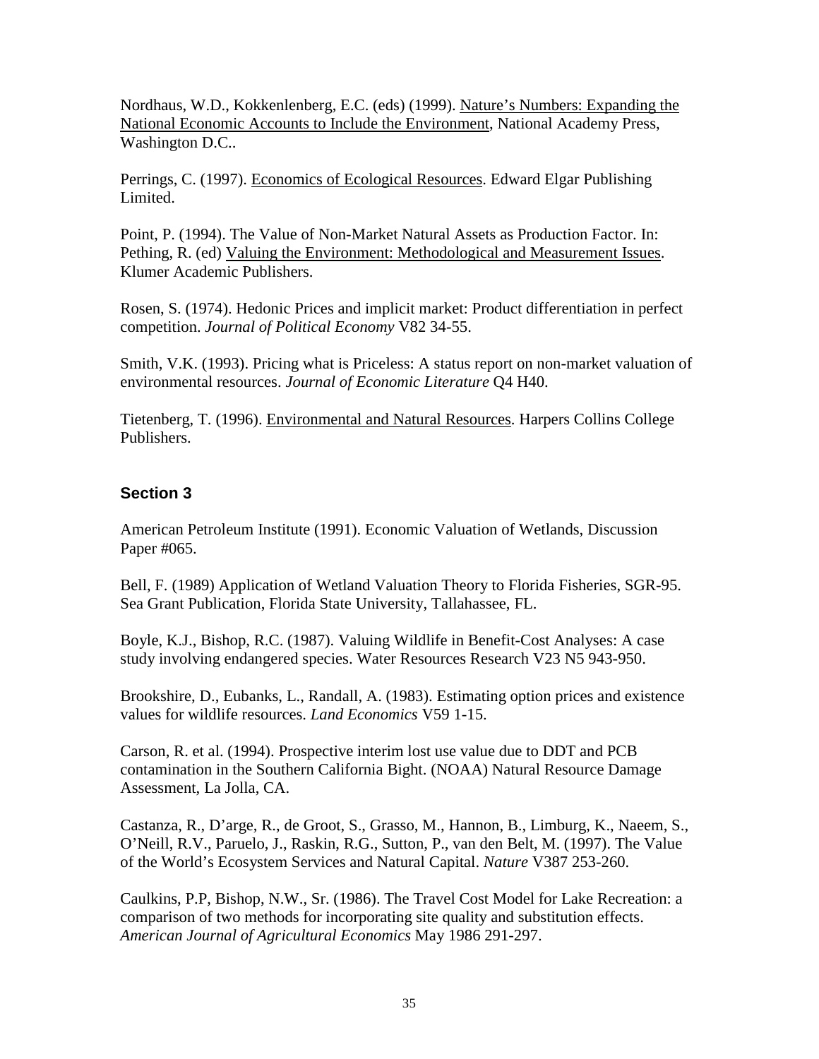Nordhaus, W.D., Kokkenlenberg, E.C. (eds) (1999). Nature's Numbers: Expanding the National Economic Accounts to Include the Environment, National Academy Press, Washington D.C..

Perrings, C. (1997). Economics of Ecological Resources. Edward Elgar Publishing Limited.

Point, P. (1994). The Value of Non-Market Natural Assets as Production Factor. In: Pething, R. (ed) Valuing the Environment: Methodological and Measurement Issues. Klumer Academic Publishers.

Rosen, S. (1974). Hedonic Prices and implicit market: Product differentiation in perfect competition. *Journal of Political Economy* V82 34-55.

Smith, V.K. (1993). Pricing what is Priceless: A status report on non-market valuation of environmental resources. *Journal of Economic Literature* Q4 H40.

Tietenberg, T. (1996). Environmental and Natural Resources. Harpers Collins College Publishers.

## Section 3

American Petroleum Institute (1991). Economic Valuation of Wetlands, Discussion Paper #065.

Bell, F. (1989) Application of Wetland Valuation Theory to Florida Fisheries, SGR-95. Sea Grant Publication, Florida State University, Tallahassee, FL.

Boyle, K.J., Bishop, R.C. (1987). Valuing Wildlife in Benefit-Cost Analyses: A case study involving endangered species. Water Resources Research V23 N5 943-950.

Brookshire, D., Eubanks, L., Randall, A. (1983). Estimating option prices and existence values for wildlife resources. *Land Economics* V59 1-15.

Carson, R. et al. (1994). Prospective interim lost use value due to DDT and PCB contamination in the Southern California Bight. (NOAA) Natural Resource Damage Assessment, La Jolla, CA.

Castanza, R., D'arge, R., de Groot, S., Grasso, M., Hannon, B., Limburg, K., Naeem, S., O'Neill, R.V., Paruelo, J., Raskin, R.G., Sutton, P., van den Belt, M. (1997). The Value of the World's Ecosystem Services and Natural Capital. *Nature* V387 253-260.

Caulkins, P.P, Bishop, N.W., Sr. (1986). The Travel Cost Model for Lake Recreation: a comparison of two methods for incorporating site quality and substitution effects. *American Journal of Agricultural Economics* May 1986 291-297.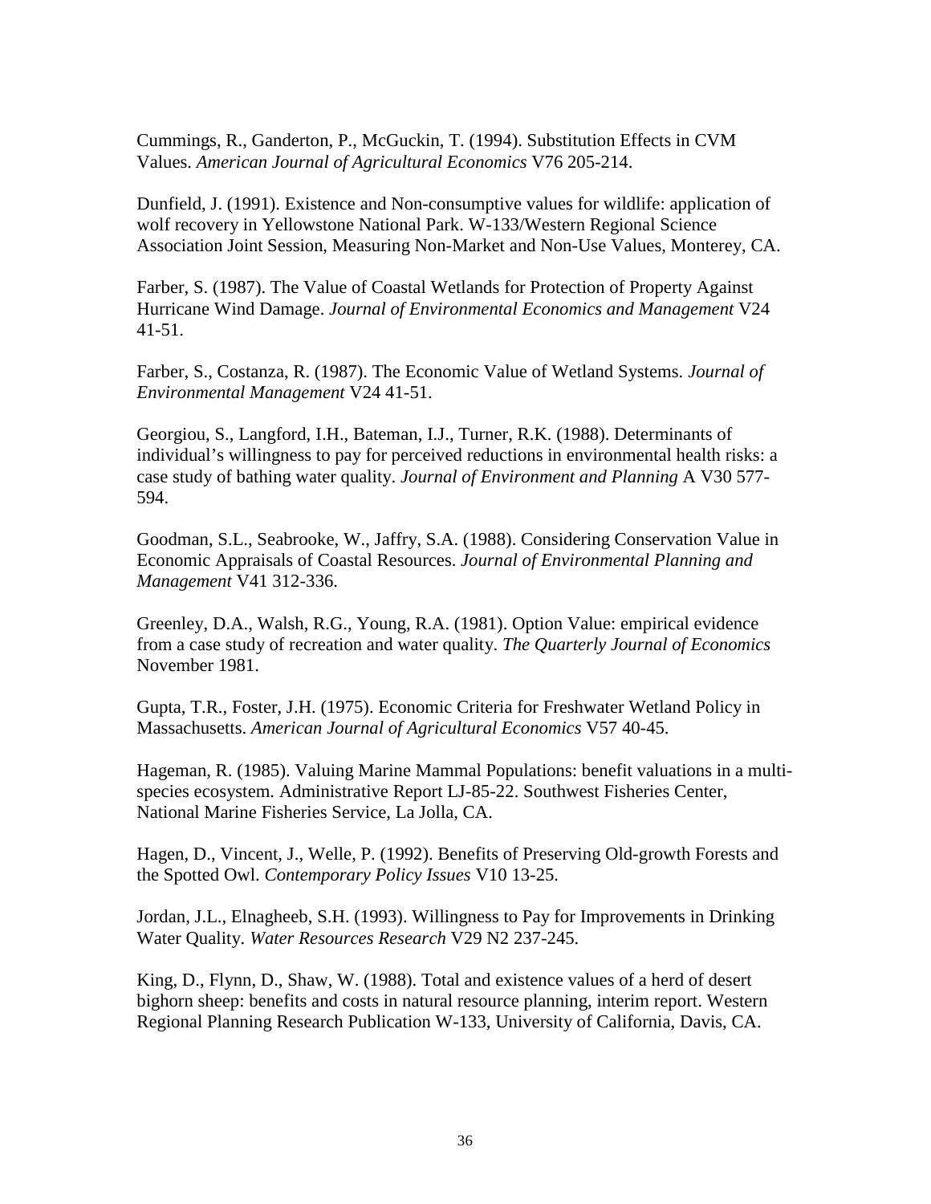Cummings, R., Ganderton, P., McGuckin, T. (1994). Substitution Effects in CVM Values. *American Journal of Agricultural Economics* V76 205-214.

Dunfield, J. (1991). Existence and Non-consumptive values for wildlife: application of wolf recovery in Yellowstone National Park. W-133/Western Regional Science Association Joint Session, Measuring Non-Market and Non-Use Values, Monterey, CA.

Farber, S. (1987). The Value of Coastal Wetlands for Protection of Property Against Hurricane Wind Damage. *Journal of Environmental Economics and Management* V24 41-51.

Farber, S., Costanza, R. (1987). The Economic Value of Wetland Systems. *Journal of Environmental Management* V24 41-51.

Georgiou, S., Langford, I.H., Bateman, I.J., Turner, R.K. (1988). Determinants of individual's willingness to pay for perceived reductions in environmental health risks: a case study of bathing water quality. *Journal of Environment and Planning* A V30 577-594.

Goodman, S.L., Seabrooke, W., Jaffry, S.A. (1988). Considering Conservation Value in Economic Appraisals of Coastal Resources. *Journal of Environmental Planning and Management* V41 312-336.

Greenley, D.A., Walsh, R.G., Young, R.A. (1981). Option Value: empirical evidence from a case study of recreation and water quality. *The Quarterly Journal of Economics* November 1981.

Gupta, T.R., Foster, J.H. (1975). Economic Criteria for Freshwater Wetland Policy in Massachusetts. *American Journal of Agricultural Economics* V57 40-45.

Hageman, R. (1985). Valuing Marine Mammal Populations: benefit valuations in a multi-species ecosystem. Administrative Report LJ-85-22. Southwest Fisheries Center, National Marine Fisheries Service, La Jolla, CA.

Hagen, D., Vincent, J., Welle, P. (1992). Benefits of Preserving Old-growth Forests and the Spotted Owl. *Contemporary Policy Issues* V10 13-25.

Jordan, J.L., Elnagheeb, S.H. (1993). Willingness to Pay for Improvements in Drinking Water Quality. *Water Resources Research* V29 N2 237-245.

King, D., Flynn, D., Shaw, W. (1988). Total and existence values of a herd of desert bighorn sheep: benefits and costs in natural resource planning, interim report. Western Regional Planning Research Publication W-133, University of California, Davis, CA.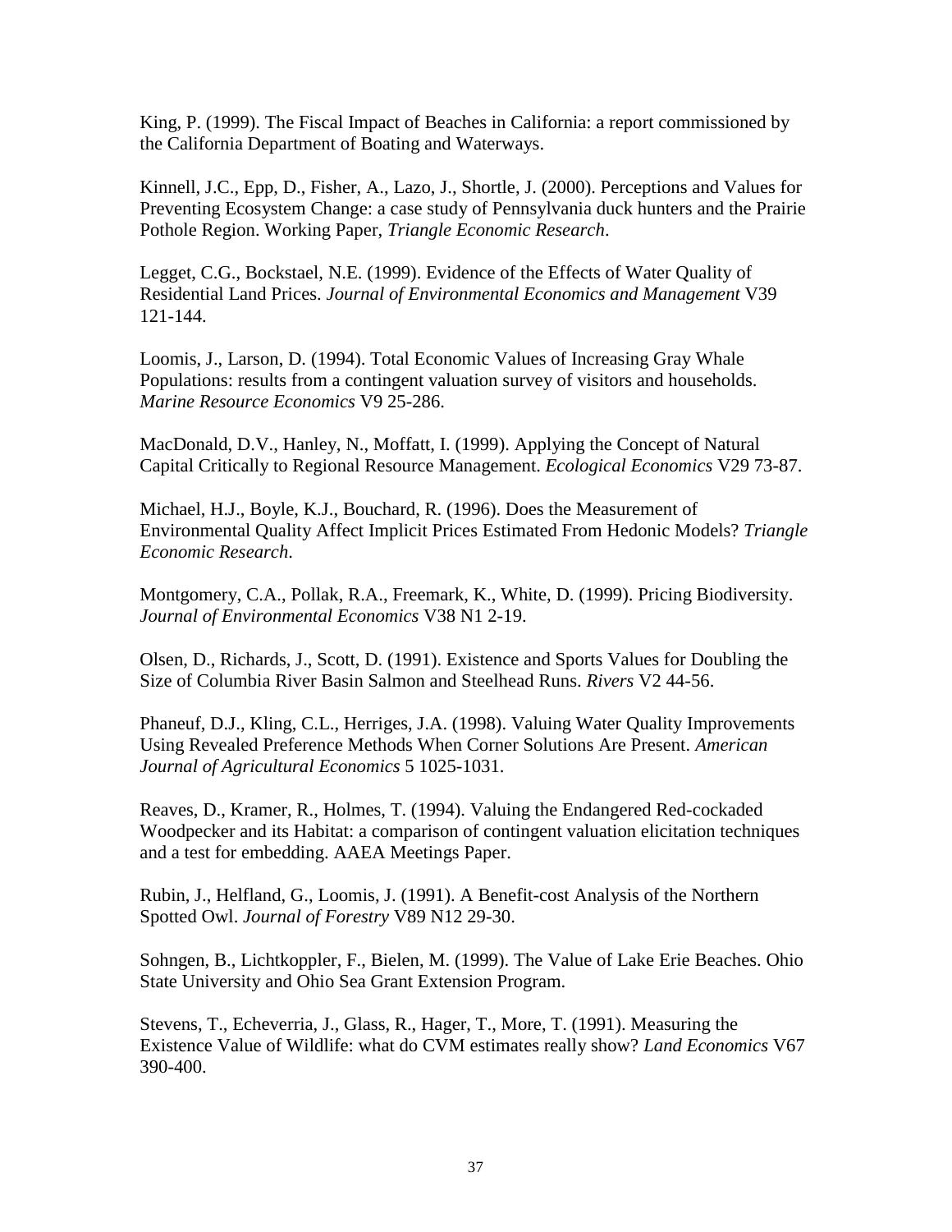King, P. (1999). The Fiscal Impact of Beaches in California: a report commissioned by the California Department of Boating and Waterways.

Kinnell, J.C., Epp, D., Fisher, A., Lazo, J., Shortle, J. (2000). Perceptions and Values for Preventing Ecosystem Change: a case study of Pennsylvania duck hunters and the Prairie Pothole Region. Working Paper, *Triangle Economic Research*.

Legget, C.G., Bockstael, N.E. (1999). Evidence of the Effects of Water Quality of Residential Land Prices. *Journal of Environmental Economics and Management* V39 121-144.

Loomis, J., Larson, D. (1994). Total Economic Values of Increasing Gray Whale Populations: results from a contingent valuation survey of visitors and households. *Marine Resource Economics* V9 25-286.

MacDonald, D.V., Hanley, N., Moffatt, I. (1999). Applying the Concept of Natural Capital Critically to Regional Resource Management. *Ecological Economics* V29 73-87.

Michael, H.J., Boyle, K.J., Bouchard, R. (1996). Does the Measurement of Environmental Quality Affect Implicit Prices Estimated From Hedonic Models? *Triangle Economic Research*.

Montgomery, C.A., Pollak, R.A., Freemark, K., White, D. (1999). Pricing Biodiversity. *Journal of Environmental Economics* V38 N1 2-19.

Olsen, D., Richards, J., Scott, D. (1991). Existence and Sports Values for Doubling the Size of Columbia River Basin Salmon and Steelhead Runs. *Rivers* V2 44-56.

Phaneuf, D.J., Kling, C.L., Herriges, J.A. (1998). Valuing Water Quality Improvements Using Revealed Preference Methods When Corner Solutions Are Present. *American Journal of Agricultural Economics* 5 1025-1031.

Reaves, D., Kramer, R., Holmes, T. (1994). Valuing the Endangered Red-cockaded Woodpecker and its Habitat: a comparison of contingent valuation elicitation techniques and a test for embedding. AAEA Meetings Paper.

Rubin, J., Helfland, G., Loomis, J. (1991). A Benefit-cost Analysis of the Northern Spotted Owl. *Journal of Forestry* V89 N12 29-30.

Sohngen, B., Lichtkoppler, F., Bielen, M. (1999). The Value of Lake Erie Beaches. Ohio State University and Ohio Sea Grant Extension Program.

Stevens, T., Echeverria, J., Glass, R., Hager, T., More, T. (1991). Measuring the Existence Value of Wildlife: what do CVM estimates really show? *Land Economics* V67 390-400.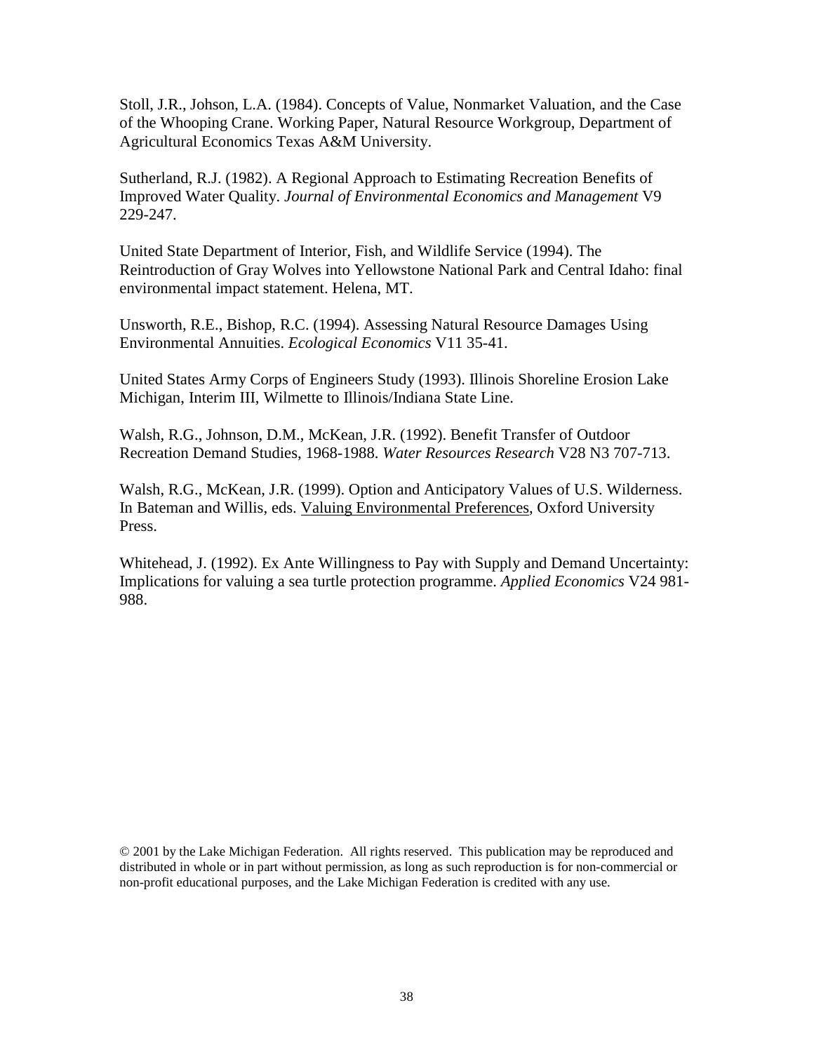Stoll, J.R., Johson, L.A. (1984). Concepts of Value, Nonmarket Valuation, and the Case of the Whooping Crane. Working Paper, Natural Resource Workgroup, Department of Agricultural Economics Texas A&M University.

Sutherland, R.J. (1982). A Regional Approach to Estimating Recreation Benefits of Improved Water Quality. *Journal of Environmental Economics and Management* V9 229-247.

United State Department of Interior, Fish, and Wildlife Service (1994). The Reintroduction of Gray Wolves into Yellowstone National Park and Central Idaho: final environmental impact statement. Helena, MT.

Unsworth, R.E., Bishop, R.C. (1994). Assessing Natural Resource Damages Using Environmental Annuities. *Ecological Economics* V11 35-41.

United States Army Corps of Engineers Study (1993). Illinois Shoreline Erosion Lake Michigan, Interim III, Wilmette to Illinois/Indiana State Line.

Walsh, R.G., Johnson, D.M., McKean, J.R. (1992). Benefit Transfer of Outdoor Recreation Demand Studies, 1968-1988. *Water Resources Research* V28 N3 707-713.

Walsh, R.G., McKean, J.R. (1999). Option and Anticipatory Values of U.S. Wilderness. In Bateman and Willis, eds. Valuing Environmental Preferences, Oxford University Press.

Whitehead, J. (1992). Ex Ante Willingness to Pay with Supply and Demand Uncertainty: Implications for valuing a sea turtle protection programme. *Applied Economics* V24 981-988.

© 2001 by the Lake Michigan Federation. All rights reserved. This publication may be reproduced and distributed in whole or in part without permission, as long as such reproduction is for non-commercial or non-profit educational purposes, and the Lake Michigan Federation is credited with any use.